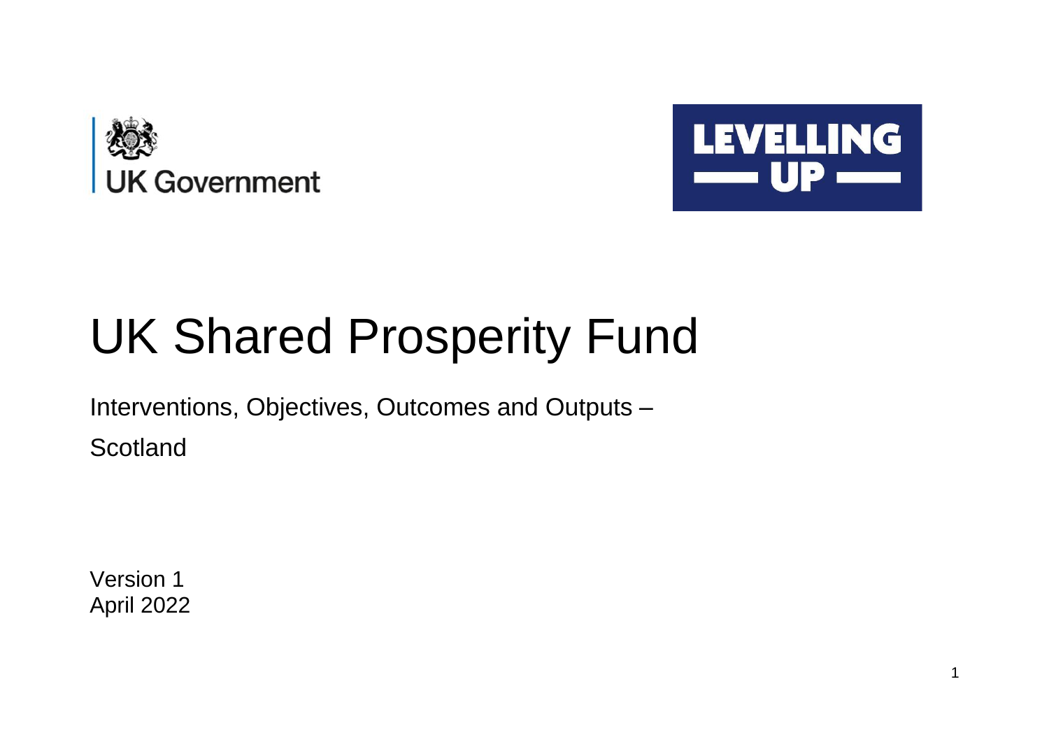UK Government

LEVELLING UP

# UK Shared Prosperity Fund

Interventions, Objectives, Outcomes and Outputs –

Scotland

Version 1
April 2022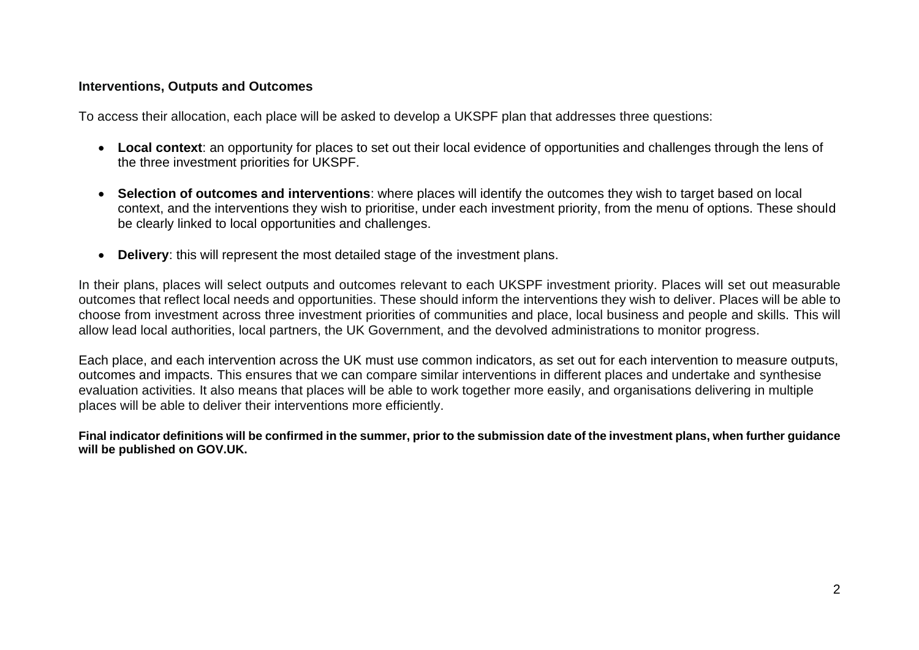**Interventions, Outputs and Outcomes**

To access their allocation, each place will be asked to develop a UKSPF plan that addresses three questions:

- **Local context**: an opportunity for places to set out their local evidence of opportunities and challenges through the lens of the three investment priorities for UKSPF.
- **Selection of outcomes and interventions**: where places will identify the outcomes they wish to target based on local context, and the interventions they wish to prioritise, under each investment priority, from the menu of options. These should be clearly linked to local opportunities and challenges.
- **Delivery**: this will represent the most detailed stage of the investment plans.

In their plans, places will select outputs and outcomes relevant to each UKSPF investment priority. Places will set out measurable outcomes that reflect local needs and opportunities. These should inform the interventions they wish to deliver. Places will be able to choose from investment across three investment priorities of communities and place, local business and people and skills. This will allow lead local authorities, local partners, the UK Government, and the devolved administrations to monitor progress.

Each place, and each intervention across the UK must use common indicators, as set out for each intervention to measure outputs, outcomes and impacts. This ensures that we can compare similar interventions in different places and undertake and synthesise evaluation activities. It also means that places will be able to work together more easily, and organisations delivering in multiple places will be able to deliver their interventions more efficiently.

**Final indicator definitions will be confirmed in the summer, prior to the submission date of the investment plans, when further guidance will be published on GOV.UK.**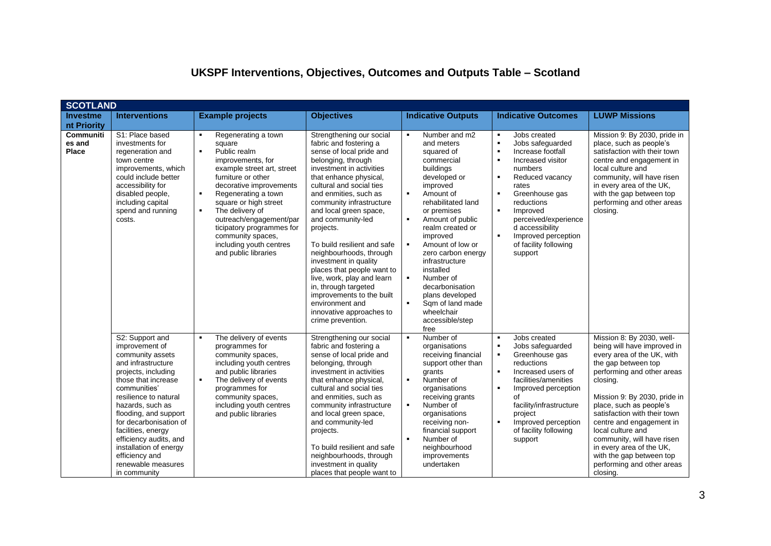# UKSPF Interventions, Objectives, Outcomes and Outputs Table – Scotland

| SCOTLAND | | | | | | |
|---|---|---|---|---|---|---|
| **Investment Priority** | **Interventions** | **Example projects** | **Objectives** | **Indicative Outputs** | **Indicative Outcomes** | **LUWP Missions** |
| **Communities and Place** | S1: Place based investments for regeneration and town centre improvements, which could include better accessibility for disabled people, including capital spend and running costs. | ▪ Regenerating a town square<br>▪ Public realm improvements, for example street art, street furniture or other decorative improvements<br>▪ Regenerating a town square or high street<br>▪ The delivery of outreach/engagement/participatory programmes for community spaces, including youth centres and public libraries | Strengthening our social fabric and fostering a sense of local pride and belonging, through investment in activities that enhance physical, cultural and social ties and enmities, such as community infrastructure and local green space, and community-led projects.<br><br>To build resilient and safe neighbourhoods, through investment in quality places that people want to live, work, play and learn in, through targeted improvements to the built environment and innovative approaches to crime prevention. | ▪ Number and m2 and meters squared of commercial buildings developed or improved<br>▪ Amount of rehabilitated land or premises<br>▪ Amount of public realm created or improved<br>▪ Amount of low or zero carbon energy infrastructure installed<br>▪ Number of decarbonisation plans developed<br>▪ Sqm of land made wheelchair accessible/step free | ▪ Jobs created<br>▪ Jobs safeguarded<br>▪ Increase footfall<br>▪ Increased visitor numbers<br>▪ Reduced vacancy rates<br>▪ Greenhouse gas reductions<br>▪ Improved perceived/experienced accessibility<br>▪ Improved perception of facility following support | Mission 9: By 2030, pride in place, such as people's satisfaction with their town centre and engagement in local culture and community, will have risen in every area of the UK, with the gap between top performing and other areas closing. |
| | S2: Support and improvement of community assets and infrastructure projects, including those that increase communities' resilience to natural hazards, such as flooding, and support for decarbonisation of facilities, energy efficiency audits, and installation of energy efficiency and renewable measures in community | ▪ The delivery of events programmes for community spaces, including youth centres and public libraries<br>▪ The delivery of events programmes for community spaces, including youth centres and public libraries | Strengthening our social fabric and fostering a sense of local pride and belonging, through investment in activities that enhance physical, cultural and social ties and enmities, such as community infrastructure and local green space, and community-led projects.<br><br>To build resilient and safe neighbourhoods, through investment in quality places that people want to | ▪ Number of organisations receiving financial support other than grants<br>▪ Number of organisations receiving grants<br>▪ Number of organisations receiving non-financial support<br>▪ Number of neighbourhood improvements undertaken | ▪ Jobs created<br>▪ Jobs safeguarded<br>▪ Greenhouse gas reductions<br>▪ Increased users of facilities/amenities<br>▪ Improved perception of facility/infrastructure project<br>▪ Improved perception of facility following support | Mission 8: By 2030, well-being will have improved in every area of the UK, with the gap between top performing and other areas closing.<br><br>Mission 9: By 2030, pride in place, such as people's satisfaction with their town centre and engagement in local culture and community, will have risen in every area of the UK, with the gap between top performing and other areas closing. |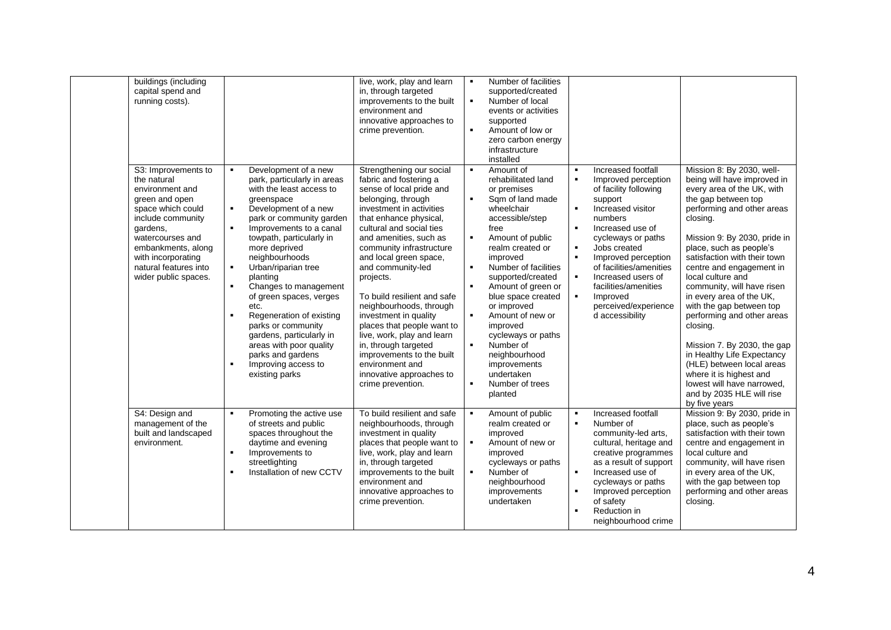| | | | | | | |
|---|---|---|---|---|---|---|
| | buildings (including capital spend and running costs). | | live, work, play and learn in, through targeted improvements to the built environment and innovative approaches to crime prevention. | ▪ Number of facilities supported/created<br>▪ Number of local events or activities supported<br>▪ Amount of low or zero carbon energy infrastructure installed | | |
| | S3: Improvements to the natural environment and green and open space which could include community gardens, watercourses and embankments, along with incorporating natural features into wider public spaces. | ▪ Development of a new park, particularly in areas with the least access to greenspace<br>▪ Development of a new park or community garden<br>▪ Improvements to a canal towpath, particularly in more deprived neighbourhoods<br>▪ Urban/riparian tree planting<br>▪ Changes to management of green spaces, verges etc.<br>▪ Regeneration of existing parks or community gardens, particularly in areas with poor quality parks and gardens<br>▪ Improving access to existing parks | Strengthening our social fabric and fostering a sense of local pride and belonging, through investment in activities that enhance physical, cultural and social ties and amenities, such as community infrastructure and local green space, and community-led projects.<br><br>To build resilient and safe neighbourhoods, through investment in quality places that people want to live, work, play and learn in, through targeted improvements to the built environment and innovative approaches to crime prevention. | ▪ Amount of rehabilitated land or premises<br>▪ Sqm of land made wheelchair accessible/step free<br>▪ Amount of public realm created or improved<br>▪ Number of facilities supported/created<br>▪ Amount of green or blue space created or improved<br>▪ Amount of new or improved cycleways or paths<br>▪ Number of neighbourhood improvements undertaken<br>▪ Number of trees planted | ▪ Increased footfall<br>▪ Improved perception of facility following support<br>▪ Increased visitor numbers<br>▪ Increased use of cycleways or paths<br>▪ Jobs created<br>▪ Improved perception of facilities/amenities<br>▪ Increased users of facilities/amenities<br>▪ Improved perceived/experienced accessibility | Mission 8: By 2030, well-being will have improved in every area of the UK, with the gap between top performing and other areas closing.<br><br>Mission 9: By 2030, pride in place, such as people's satisfaction with their town centre and engagement in local culture and community, will have risen in every area of the UK, with the gap between top performing and other areas closing.<br><br>Mission 7. By 2030, the gap in Healthy Life Expectancy (HLE) between local areas where it is highest and lowest will have narrowed, and by 2035 HLE will rise by five years |
| | S4: Design and management of the built and landscaped environment. | ▪ Promoting the active use of streets and public spaces throughout the daytime and evening<br>▪ Improvements to streetlighting<br>▪ Installation of new CCTV | To build resilient and safe neighbourhoods, through investment in quality places that people want to live, work, play and learn in, through targeted improvements to the built environment and innovative approaches to crime prevention. | ▪ Amount of public realm created or improved<br>▪ Amount of new or improved cycleways or paths<br>▪ Number of neighbourhood improvements undertaken | ▪ Increased footfall<br>▪ Number of community-led arts, cultural, heritage and creative programmes as a result of support<br>▪ Increased use of cycleways or paths<br>▪ Improved perception of safety<br>▪ Reduction in neighbourhood crime | Mission 9: By 2030, pride in place, such as people's satisfaction with their town centre and engagement in local culture and community, will have risen in every area of the UK, with the gap between top performing and other areas closing. |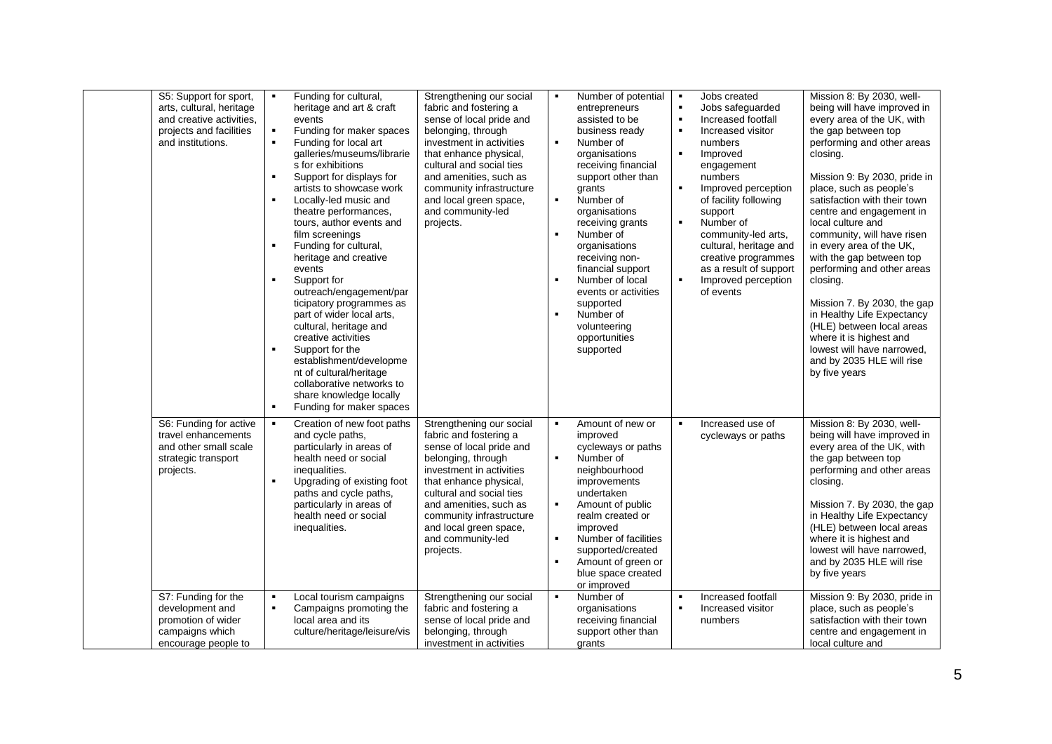| | | | | | | |
|---|---|---|---|---|---|---|
| | S5: Support for sport, arts, cultural, heritage and creative activities, projects and facilities and institutions. | ▪ Funding for cultural, heritage and art & craft events<br>▪ Funding for maker spaces<br>▪ Funding for local art galleries/museums/libraries for exhibitions<br>▪ Support for displays for artists to showcase work<br>▪ Locally-led music and theatre performances, tours, author events and film screenings<br>▪ Funding for cultural, heritage and creative events<br>▪ Support for outreach/engagement/participatory programmes as part of wider local arts, cultural, heritage and creative activities<br>▪ Support for the establishment/development of cultural/heritage collaborative networks to share knowledge locally<br>▪ Funding for maker spaces | Strengthening our social fabric and fostering a sense of local pride and belonging, through investment in activities that enhance physical, cultural and social ties and amenities, such as community infrastructure and local green space, and community-led projects. | ▪ Number of potential entrepreneurs assisted to be business ready<br>▪ Number of organisations receiving financial support other than grants<br>▪ Number of organisations receiving grants<br>▪ Number of organisations receiving non-financial support<br>▪ Number of local events or activities supported<br>▪ Number of volunteering opportunities supported | ▪ Jobs created<br>▪ Jobs safeguarded<br>▪ Increased footfall<br>▪ Increased visitor numbers<br>▪ Improved engagement numbers<br>▪ Improved perception of facility following support<br>▪ Number of community-led arts, cultural, heritage and creative programmes as a result of support<br>▪ Improved perception of events | Mission 8: By 2030, well-being will have improved in every area of the UK, with the gap between top performing and other areas closing.<br><br>Mission 9: By 2030, pride in place, such as people's satisfaction with their town centre and engagement in local culture and community, will have risen in every area of the UK, with the gap between top performing and other areas closing.<br><br>Mission 7. By 2030, the gap in Healthy Life Expectancy (HLE) between local areas where it is highest and lowest will have narrowed, and by 2035 HLE will rise by five years |
| | S6: Funding for active travel enhancements and other small scale strategic transport projects. | ▪ Creation of new foot paths and cycle paths, particularly in areas of health need or social inequalities.<br>▪ Upgrading of existing foot paths and cycle paths, particularly in areas of health need or social inequalities. | Strengthening our social fabric and fostering a sense of local pride and belonging, through investment in activities that enhance physical, cultural and social ties and amenities, such as community infrastructure and local green space, and community-led projects. | ▪ Amount of new or improved cycleways or paths<br>▪ Number of neighbourhood improvements undertaken<br>▪ Amount of public realm created or improved<br>▪ Number of facilities supported/created<br>▪ Amount of green or blue space created or improved | ▪ Increased use of cycleways or paths | Mission 8: By 2030, well-being will have improved in every area of the UK, with the gap between top performing and other areas closing.<br><br>Mission 7. By 2030, the gap in Healthy Life Expectancy (HLE) between local areas where it is highest and lowest will have narrowed, and by 2035 HLE will rise by five years |
| | S7: Funding for the development and promotion of wider campaigns which encourage people to | ▪ Local tourism campaigns<br>▪ Campaigns promoting the local area and its culture/heritage/leisure/vis | Strengthening our social fabric and fostering a sense of local pride and belonging, through investment in activities | ▪ Number of organisations receiving financial support other than grants | ▪ Increased footfall<br>▪ Increased visitor numbers | Mission 9: By 2030, pride in place, such as people's satisfaction with their town centre and engagement in local culture and |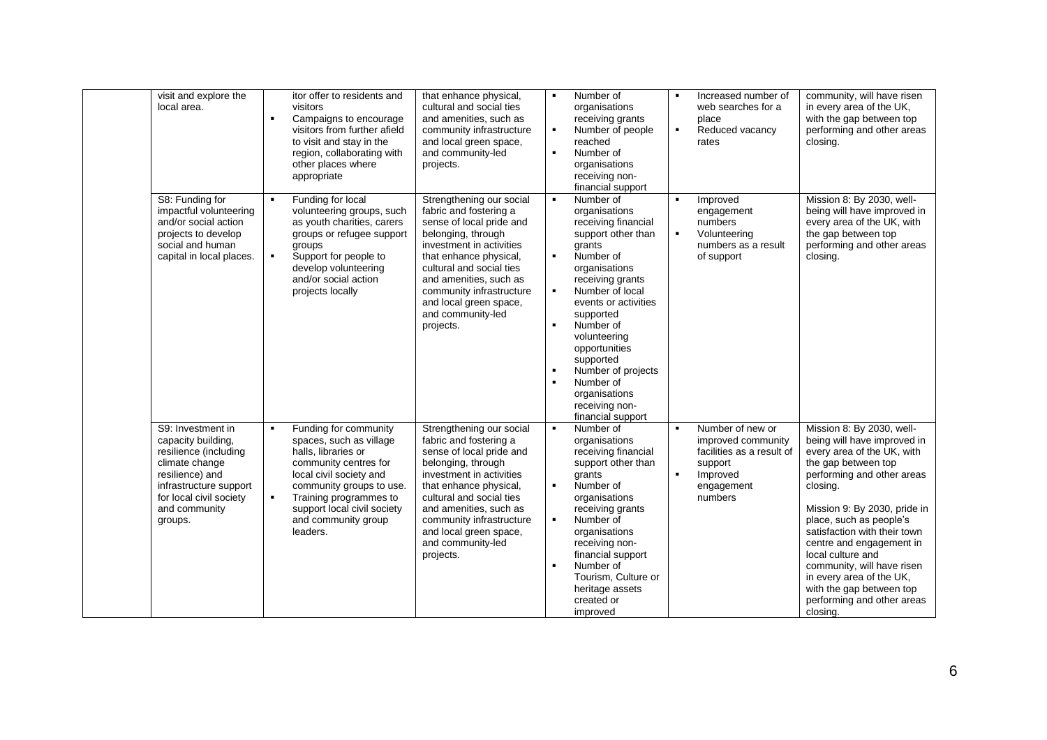| | | | | | | |
|---|---|---|---|---|---|---|
| | visit and explore the local area. | itor offer to residents and visitors<br>▪ Campaigns to encourage visitors from further afield to visit and stay in the region, collaborating with other places where appropriate | that enhance physical, cultural and social ties and amenities, such as community infrastructure and local green space, and community-led projects. | ▪ Number of organisations receiving grants<br>▪ Number of people reached<br>▪ Number of organisations receiving non-financial support | ▪ Increased number of web searches for a place<br>▪ Reduced vacancy rates | community, will have risen in every area of the UK, with the gap between top performing and other areas closing. |
| | S8: Funding for impactful volunteering and/or social action projects to develop social and human capital in local places. | ▪ Funding for local volunteering groups, such as youth charities, carers groups or refugee support groups<br>▪ Support for people to develop volunteering and/or social action projects locally | Strengthening our social fabric and fostering a sense of local pride and belonging, through investment in activities that enhance physical, cultural and social ties and amenities, such as community infrastructure and local green space, and community-led projects. | ▪ Number of organisations receiving financial support other than grants<br>▪ Number of organisations receiving grants<br>▪ Number of local events or activities supported<br>▪ Number of volunteering opportunities supported<br>▪ Number of projects<br>▪ Number of organisations receiving non-financial support | ▪ Improved engagement numbers<br>▪ Volunteering numbers as a result of support | Mission 8: By 2030, well-being will have improved in every area of the UK, with the gap between top performing and other areas closing. |
| | S9: Investment in capacity building, resilience (including climate change resilience) and infrastructure support for local civil society and community groups. | ▪ Funding for community spaces, such as village halls, libraries or community centres for local civil society and community groups to use.<br>▪ Training programmes to support local civil society and community group leaders. | Strengthening our social fabric and fostering a sense of local pride and belonging, through investment in activities that enhance physical, cultural and social ties and amenities, such as community infrastructure and local green space, and community-led projects. | ▪ Number of organisations receiving financial support other than grants<br>▪ Number of organisations receiving grants<br>▪ Number of organisations receiving non-financial support<br>▪ Number of Tourism, Culture or heritage assets created or improved | ▪ Number of new or improved community facilities as a result of support<br>▪ Improved engagement numbers | Mission 8: By 2030, well-being will have improved in every area of the UK, with the gap between top performing and other areas closing.<br><br>Mission 9: By 2030, pride in place, such as people's satisfaction with their town centre and engagement in local culture and community, will have risen in every area of the UK, with the gap between top performing and other areas closing. |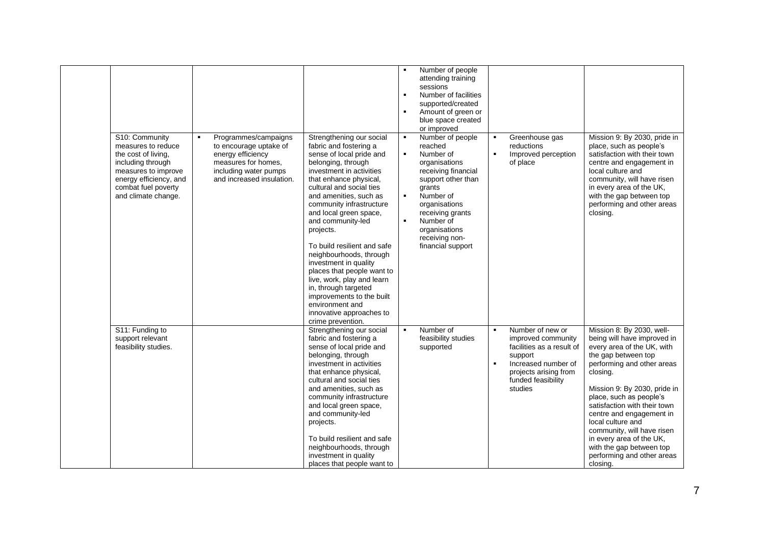| | | | | | | |
|---|---|---|---|---|---|---|
| | | | | ▪ Number of people attending training sessions<br>▪ Number of facilities supported/created<br>▪ Amount of green or blue space created or improved | | |
| | S10: Community measures to reduce the cost of living, including through measures to improve energy efficiency, and combat fuel poverty and climate change. | ▪ Programmes/campaigns to encourage uptake of energy efficiency measures for homes, including water pumps and increased insulation. | Strengthening our social fabric and fostering a sense of local pride and belonging, through investment in activities that enhance physical, cultural and social ties and amenities, such as community infrastructure and local green space, and community-led projects.<br><br>To build resilient and safe neighbourhoods, through investment in quality places that people want to live, work, play and learn in, through targeted improvements to the built environment and innovative approaches to crime prevention. | ▪ Number of people reached<br>▪ Number of organisations receiving financial support other than grants<br>▪ Number of organisations receiving grants<br>▪ Number of organisations receiving non-financial support | ▪ Greenhouse gas reductions<br>▪ Improved perception of place | Mission 9: By 2030, pride in place, such as people's satisfaction with their town centre and engagement in local culture and community, will have risen in every area of the UK, with the gap between top performing and other areas closing. |
| | S11: Funding to support relevant feasibility studies. | | Strengthening our social fabric and fostering a sense of local pride and belonging, through investment in activities that enhance physical, cultural and social ties and amenities, such as community infrastructure and local green space, and community-led projects.<br><br>To build resilient and safe neighbourhoods, through investment in quality places that people want to | ▪ Number of feasibility studies supported | ▪ Number of new or improved community facilities as a result of support<br>▪ Increased number of projects arising from funded feasibility studies | Mission 8: By 2030, well-being will have improved in every area of the UK, with the gap between top performing and other areas closing.<br><br>Mission 9: By 2030, pride in place, such as people's satisfaction with their town centre and engagement in local culture and community, will have risen in every area of the UK, with the gap between top performing and other areas closing. |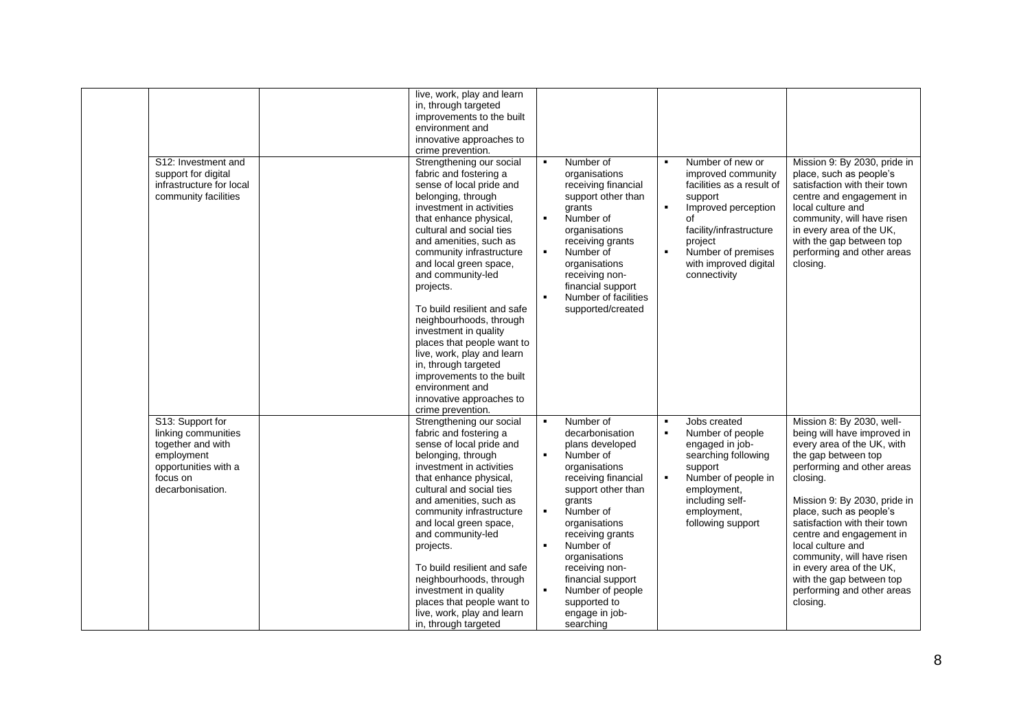|  |  |  |  |  |  |  |
|---|---|---|---|---|---|---|
|  |  |  | live, work, play and learn in, through targeted improvements to the built environment and innovative approaches to crime prevention. |  |  |  |
|  | S12: Investment and support for digital infrastructure for local community facilities |  | Strengthening our social fabric and fostering a sense of local pride and belonging, through investment in activities that enhance physical, cultural and social ties and amenities, such as community infrastructure and local green space, and community-led projects.<br><br>To build resilient and safe neighbourhoods, through investment in quality places that people want to live, work, play and learn in, through targeted improvements to the built environment and innovative approaches to crime prevention. | ▪ Number of organisations receiving financial support other than grants<br>▪ Number of organisations receiving grants<br>▪ Number of organisations receiving non-financial support<br>▪ Number of facilities supported/created | ▪ Number of new or improved community facilities as a result of support<br>▪ Improved perception of facility/infrastructure project<br>▪ Number of premises with improved digital connectivity | Mission 9: By 2030, pride in place, such as people's satisfaction with their town centre and engagement in local culture and community, will have risen in every area of the UK, with the gap between top performing and other areas closing. |
|  | S13: Support for linking communities together and with employment opportunities with a focus on decarbonisation. |  | Strengthening our social fabric and fostering a sense of local pride and belonging, through investment in activities that enhance physical, cultural and social ties and amenities, such as community infrastructure and local green space, and community-led projects.<br><br>To build resilient and safe neighbourhoods, through investment in quality places that people want to live, work, play and learn in, through targeted | ▪ Number of decarbonisation plans developed<br>▪ Number of organisations receiving financial support other than grants<br>▪ Number of organisations receiving grants<br>▪ Number of organisations receiving non-financial support<br>▪ Number of people supported to engage in job-searching | ▪ Jobs created<br>▪ Number of people engaged in job-searching following support<br>▪ Number of people in employment, including self-employment, following support | Mission 8: By 2030, well-being will have improved in every area of the UK, with the gap between top performing and other areas closing.<br><br>Mission 9: By 2030, pride in place, such as people's satisfaction with their town centre and engagement in local culture and community, will have risen in every area of the UK, with the gap between top performing and other areas closing. |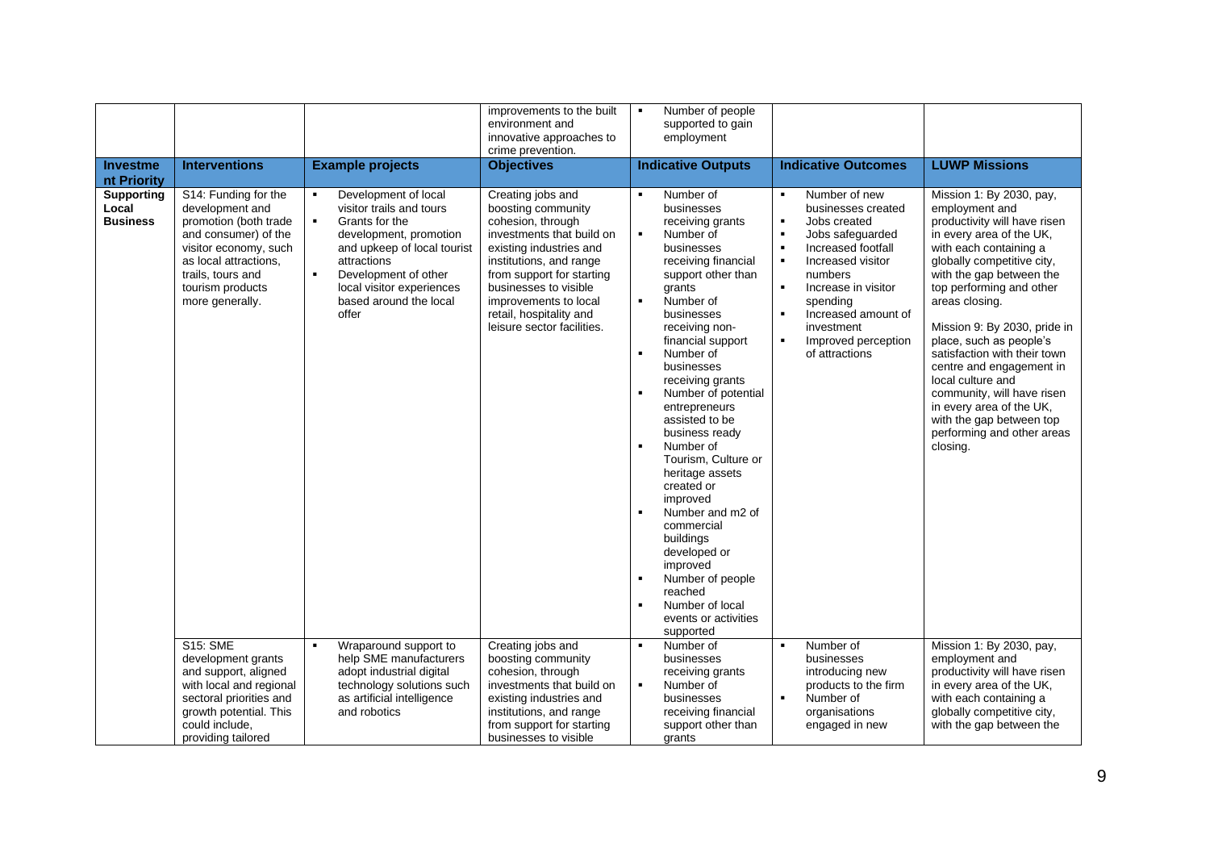| | | | improvements to the built environment and innovative approaches to crime prevention. | ▪ Number of people supported to gain employment | | |
|---|---|---|---|---|---|---|
| **Investment Priority** | **Interventions** | **Example projects** | **Objectives** | **Indicative Outputs** | **Indicative Outcomes** | **LUWP Missions** |
| **Supporting Local Business** | S14: Funding for the development and promotion (both trade and consumer) of the visitor economy, such as local attractions, trails, tours and tourism products more generally. | ▪ Development of local visitor trails and tours<br>▪ Grants for the development, promotion and upkeep of local tourist attractions<br>▪ Development of other local visitor experiences based around the local offer | Creating jobs and boosting community cohesion, through investments that build on existing industries and institutions, and range from support for starting businesses to visible improvements to local retail, hospitality and leisure sector facilities. | ▪ Number of businesses receiving grants<br>▪ Number of businesses receiving financial support other than grants<br>▪ Number of businesses receiving non-financial support<br>▪ Number of businesses receiving grants<br>▪ Number of potential entrepreneurs assisted to be business ready<br>▪ Number of Tourism, Culture or heritage assets created or improved<br>▪ Number and m2 of commercial buildings developed or improved<br>▪ Number of people reached<br>▪ Number of local events or activities supported | ▪ Number of new businesses created<br>▪ Jobs created<br>▪ Jobs safeguarded<br>▪ Increased footfall<br>▪ Increased visitor numbers<br>▪ Increase in visitor spending<br>▪ Increased amount of investment<br>▪ Improved perception of attractions | Mission 1: By 2030, pay, employment and productivity will have risen in every area of the UK, with each containing a globally competitive city, with the gap between the top performing and other areas closing.<br><br>Mission 9: By 2030, pride in place, such as people's satisfaction with their town centre and engagement in local culture and community, will have risen in every area of the UK, with the gap between top performing and other areas closing. |
| | S15: SME development grants and support, aligned with local and regional sectoral priorities and growth potential. This could include, providing tailored | ▪ Wraparound support to help SME manufacturers adopt industrial digital technology solutions such as artificial intelligence and robotics | Creating jobs and boosting community cohesion, through investments that build on existing industries and institutions, and range from support for starting businesses to visible | ▪ Number of businesses receiving grants<br>▪ Number of businesses receiving financial support other than grants | ▪ Number of businesses introducing new products to the firm<br>▪ Number of organisations engaged in new | Mission 1: By 2030, pay, employment and productivity will have risen in every area of the UK, with each containing a globally competitive city, with the gap between the |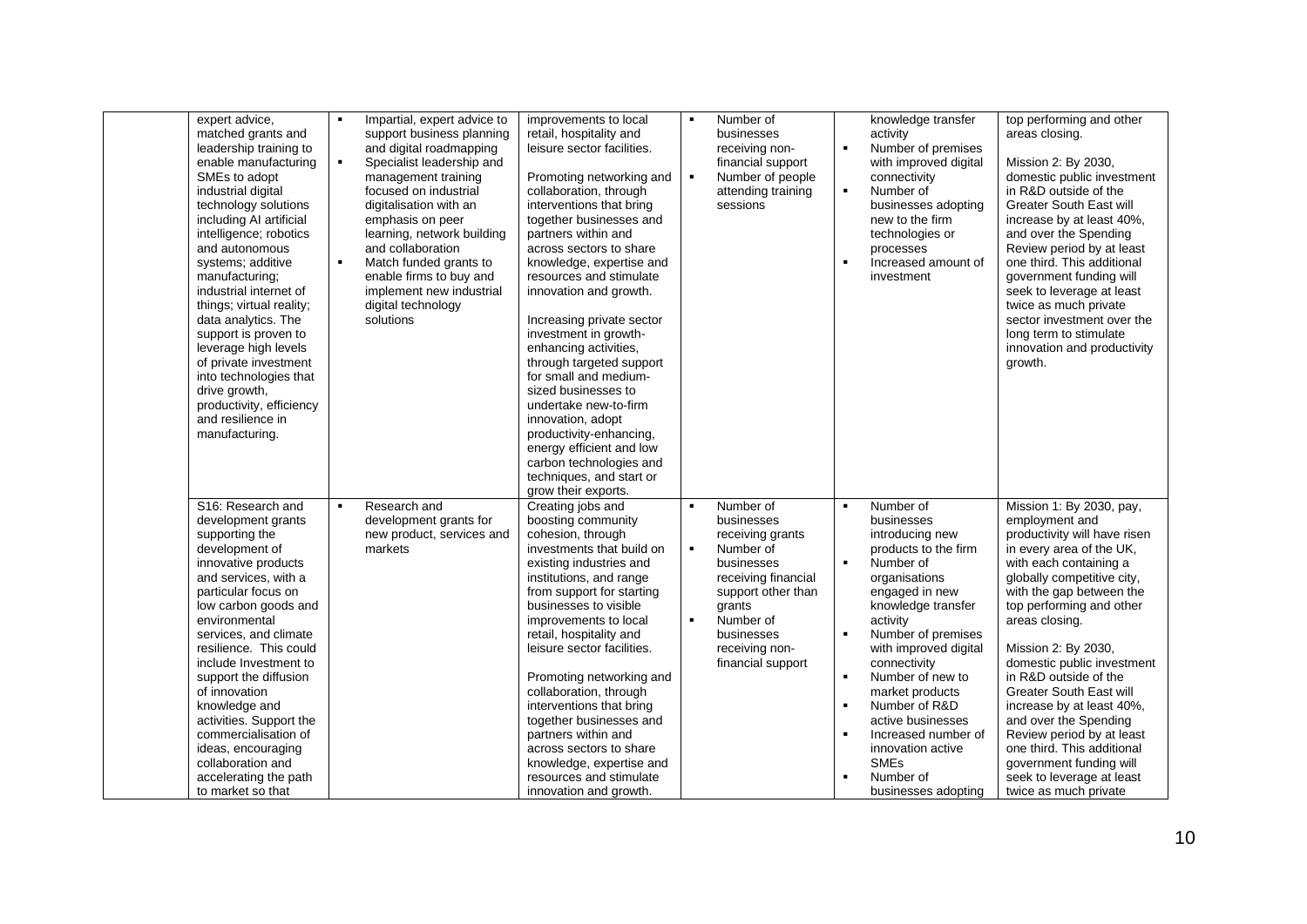| | | | | | | |
|---|---|---|---|---|---|---|
| | expert advice, matched grants and leadership training to enable manufacturing SMEs to adopt industrial digital technology solutions including AI artificial intelligence; robotics and autonomous systems; additive manufacturing; industrial internet of things; virtual reality; data analytics. The support is proven to leverage high levels of private investment into technologies that drive growth, productivity, efficiency and resilience in manufacturing. | ▪ Impartial, expert advice to support business planning and digital roadmapping<br>▪ Specialist leadership and management training focused on industrial digitalisation with an emphasis on peer learning, network building and collaboration<br>▪ Match funded grants to enable firms to buy and implement new industrial digital technology solutions | improvements to local retail, hospitality and leisure sector facilities.<br><br>Promoting networking and collaboration, through interventions that bring together businesses and partners within and across sectors to share knowledge, expertise and resources and stimulate innovation and growth.<br><br>Increasing private sector investment in growth-enhancing activities, through targeted support for small and medium-sized businesses to undertake new-to-firm innovation, adopt productivity-enhancing, energy efficient and low carbon technologies and techniques, and start or grow their exports. | ▪ Number of businesses receiving non-financial support<br>▪ Number of people attending training sessions | knowledge transfer activity<br>▪ Number of premises with improved digital connectivity<br>▪ Number of businesses adopting new to the firm technologies or processes<br>▪ Increased amount of investment | top performing and other areas closing.<br><br>Mission 2: By 2030, domestic public investment in R&D outside of the Greater South East will increase by at least 40%, and over the Spending Review period by at least one third. This additional government funding will seek to leverage at least twice as much private sector investment over the long term to stimulate innovation and productivity growth. |
| | S16: Research and development grants supporting the development of innovative products and services, with a particular focus on low carbon goods and environmental services, and climate resilience. This could include Investment to support the diffusion of innovation knowledge and activities. Support the commercialisation of ideas, encouraging collaboration and accelerating the path to market so that | ▪ Research and development grants for new product, services and markets | Creating jobs and boosting community cohesion, through investments that build on existing industries and institutions, and range from support for starting businesses to visible improvements to local retail, hospitality and leisure sector facilities.<br><br>Promoting networking and collaboration, through interventions that bring together businesses and partners within and across sectors to share knowledge, expertise and resources and stimulate innovation and growth. | ▪ Number of businesses receiving grants<br>▪ Number of businesses receiving financial support other than grants<br>▪ Number of businesses receiving non-financial support | ▪ Number of businesses introducing new products to the firm<br>▪ Number of organisations engaged in new knowledge transfer activity<br>▪ Number of premises with improved digital connectivity<br>▪ Number of new to market products<br>▪ Number of R&D active businesses<br>▪ Increased number of innovation active SMEs<br>▪ Number of businesses adopting | Mission 1: By 2030, pay, employment and productivity will have risen in every area of the UK, with each containing a globally competitive city, with the gap between the top performing and other areas closing.<br><br>Mission 2: By 2030, domestic public investment in R&D outside of the Greater South East will increase by at least 40%, and over the Spending Review period by at least one third. This additional government funding will seek to leverage at least twice as much private |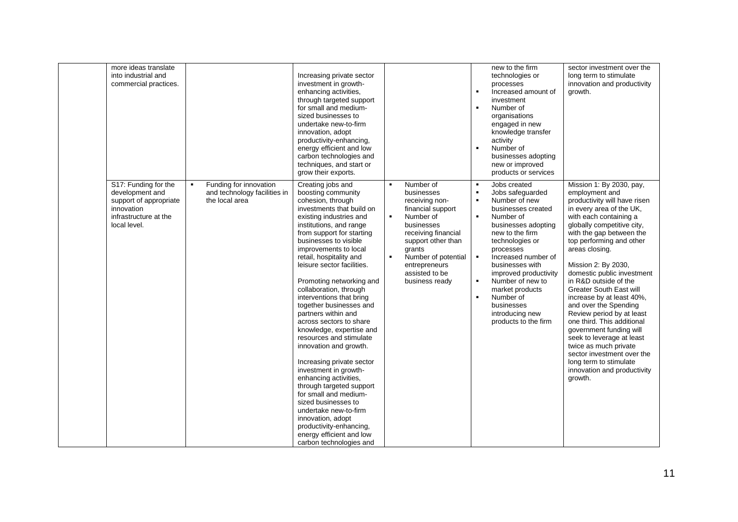| | | | | | | |
|---|---|---|---|---|---|---|
| | more ideas translate into industrial and commercial practices. | | Increasing private sector investment in growth-enhancing activities, through targeted support for small and medium-sized businesses to undertake new-to-firm innovation, adopt productivity-enhancing, energy efficient and low carbon technologies and techniques, and start or grow their exports. | | new to the firm technologies or processes<br>▪ Increased amount of investment<br>▪ Number of organisations engaged in new knowledge transfer activity<br>▪ Number of businesses adopting new or improved products or services | sector investment over the long term to stimulate innovation and productivity growth. |
| | S17: Funding for the development and support of appropriate innovation infrastructure at the local level. | ▪ Funding for innovation and technology facilities in the local area | Creating jobs and boosting community cohesion, through investments that build on existing industries and institutions, and range from support for starting businesses to visible improvements to local retail, hospitality and leisure sector facilities.<br><br>Promoting networking and collaboration, through interventions that bring together businesses and partners within and across sectors to share knowledge, expertise and resources and stimulate innovation and growth.<br><br>Increasing private sector investment in growth-enhancing activities, through targeted support for small and medium-sized businesses to undertake new-to-firm innovation, adopt productivity-enhancing, energy efficient and low carbon technologies and | ▪ Number of businesses receiving non-financial support<br>▪ Number of businesses receiving financial support other than grants<br>▪ Number of potential entrepreneurs assisted to be business ready | ▪ Jobs created<br>▪ Jobs safeguarded<br>▪ Number of new businesses created<br>▪ Number of businesses adopting new to the firm technologies or processes<br>▪ Increased number of businesses with improved productivity<br>▪ Number of new to market products<br>▪ Number of businesses introducing new products to the firm | Mission 1: By 2030, pay, employment and productivity will have risen in every area of the UK, with each containing a globally competitive city, with the gap between the top performing and other areas closing.<br><br>Mission 2: By 2030, domestic public investment in R&D outside of the Greater South East will increase by at least 40%, and over the Spending Review period by at least one third. This additional government funding will seek to leverage at least twice as much private sector investment over the long term to stimulate innovation and productivity growth. |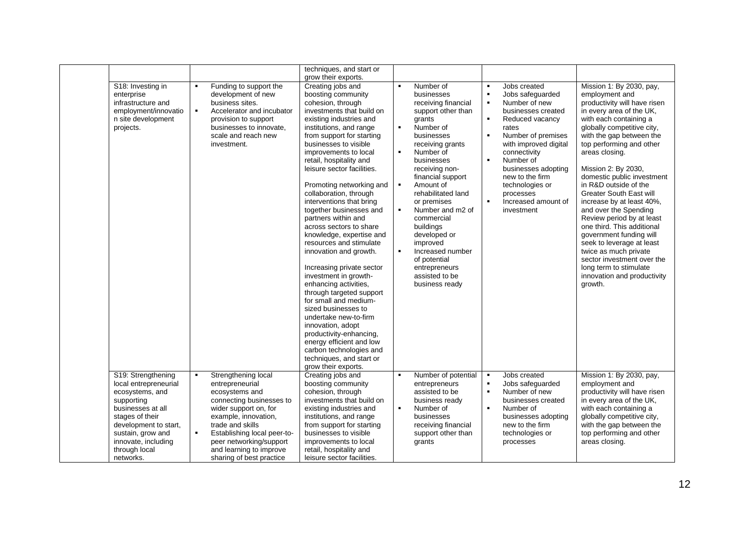| | | | | | |
|---|---|---|---|---|---|
| | | techniques, and start or grow their exports. | | | |
| S18: Investing in enterprise infrastructure and employment/innovation site development projects. | ▪ Funding to support the development of new business sites.<br>▪ Accelerator and incubator provision to support businesses to innovate, scale and reach new investment. | Creating jobs and boosting community cohesion, through investments that build on existing industries and institutions, and range from support for starting businesses to visible improvements to local retail, hospitality and leisure sector facilities.<br><br>Promoting networking and collaboration, through interventions that bring together businesses and partners within and across sectors to share knowledge, expertise and resources and stimulate innovation and growth.<br><br>Increasing private sector investment in growth-enhancing activities, through targeted support for small and medium-sized businesses to undertake new-to-firm innovation, adopt productivity-enhancing, energy efficient and low carbon technologies and techniques, and start or grow their exports. | ▪ Number of businesses receiving financial support other than grants<br>▪ Number of businesses receiving grants<br>▪ Number of businesses receiving non-financial support<br>▪ Amount of rehabilitated land or premises<br>▪ Number and m2 of commercial buildings developed or improved<br>▪ Increased number of potential entrepreneurs assisted to be business ready | ▪ Jobs created<br>▪ Jobs safeguarded<br>▪ Number of new businesses created<br>▪ Reduced vacancy rates<br>▪ Number of premises with improved digital connectivity<br>▪ Number of businesses adopting new to the firm technologies or processes<br>▪ Increased amount of investment | Mission 1: By 2030, pay, employment and productivity will have risen in every area of the UK, with each containing a globally competitive city, with the gap between the top performing and other areas closing.<br><br>Mission 2: By 2030, domestic public investment in R&D outside of the Greater South East will increase by at least 40%, and over the Spending Review period by at least one third. This additional government funding will seek to leverage at least twice as much private sector investment over the long term to stimulate innovation and productivity growth. |
| S19: Strengthening local entrepreneurial ecosystems, and supporting businesses at all stages of their development to start, sustain, grow and innovate, including through local networks. | ▪ Strengthening local entrepreneurial ecosystems and connecting businesses to wider support on, for example, innovation, trade and skills<br>▪ Establishing local peer-to-peer networking/support and learning to improve sharing of best practice | Creating jobs and boosting community cohesion, through investments that build on existing industries and institutions, and range from support for starting businesses to visible improvements to local retail, hospitality and leisure sector facilities. | ▪ Number of potential entrepreneurs assisted to be business ready<br>▪ Number of businesses receiving financial support other than grants | ▪ Jobs created<br>▪ Jobs safeguarded<br>▪ Number of new businesses created<br>▪ Number of businesses adopting new to the firm technologies or processes | Mission 1: By 2030, pay, employment and productivity will have risen in every area of the UK, with each containing a globally competitive city, with the gap between the top performing and other areas closing. |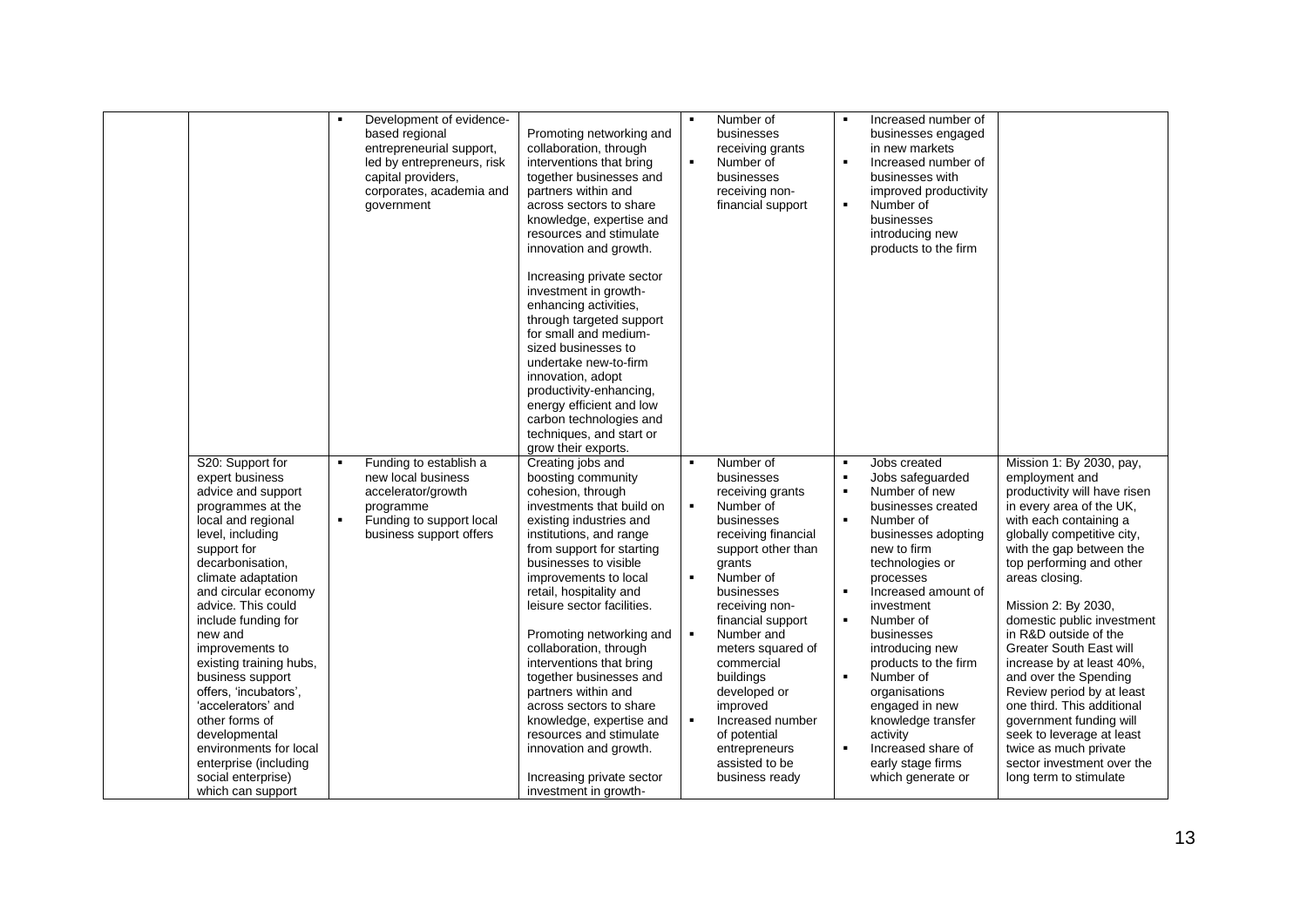| | | | | | | |
|---|---|---|---|---|---|---|
| | | ▪ Development of evidence-based regional entrepreneurial support, led by entrepreneurs, risk capital providers, corporates, academia and government | Promoting networking and collaboration, through interventions that bring together businesses and partners within and across sectors to share knowledge, expertise and resources and stimulate innovation and growth.<br><br>Increasing private sector investment in growth-enhancing activities, through targeted support for small and medium-sized businesses to undertake new-to-firm innovation, adopt productivity-enhancing, energy efficient and low carbon technologies and techniques, and start or grow their exports. | ▪ Number of businesses receiving grants<br>▪ Number of businesses receiving non-financial support | ▪ Increased number of businesses engaged in new markets<br>▪ Increased number of businesses with improved productivity<br>▪ Number of businesses introducing new products to the firm | |
| | S20: Support for expert business advice and support programmes at the local and regional level, including support for decarbonisation, climate adaptation and circular economy advice. This could include funding for new and improvements to existing training hubs, business support offers, 'incubators', 'accelerators' and other forms of developmental environments for local enterprise (including social enterprise) which can support | ▪ Funding to establish a new local business accelerator/growth programme<br>▪ Funding to support local business support offers | Creating jobs and boosting community cohesion, through investments that build on existing industries and institutions, and range from support for starting businesses to visible improvements to local retail, hospitality and leisure sector facilities.<br><br>Promoting networking and collaboration, through interventions that bring together businesses and partners within and across sectors to share knowledge, expertise and resources and stimulate innovation and growth.<br><br>Increasing private sector investment in growth- | ▪ Number of businesses receiving grants<br>▪ Number of businesses receiving financial support other than grants<br>▪ Number of businesses receiving non-financial support<br>▪ Number and meters squared of commercial buildings developed or improved<br>▪ Increased number of potential entrepreneurs assisted to be business ready | ▪ Jobs created<br>▪ Jobs safeguarded<br>▪ Number of new businesses created<br>▪ Number of businesses adopting new to firm technologies or processes<br>▪ Increased amount of investment<br>▪ Number of businesses introducing new products to the firm<br>▪ Number of organisations engaged in new knowledge transfer activity<br>▪ Increased share of early stage firms which generate or | Mission 1: By 2030, pay, employment and productivity will have risen in every area of the UK, with each containing a globally competitive city, with the gap between the top performing and other areas closing.<br><br>Mission 2: By 2030, domestic public investment in R&D outside of the Greater South East will increase by at least 40%, and over the Spending Review period by at least one third. This additional government funding will seek to leverage at least twice as much private sector investment over the long term to stimulate |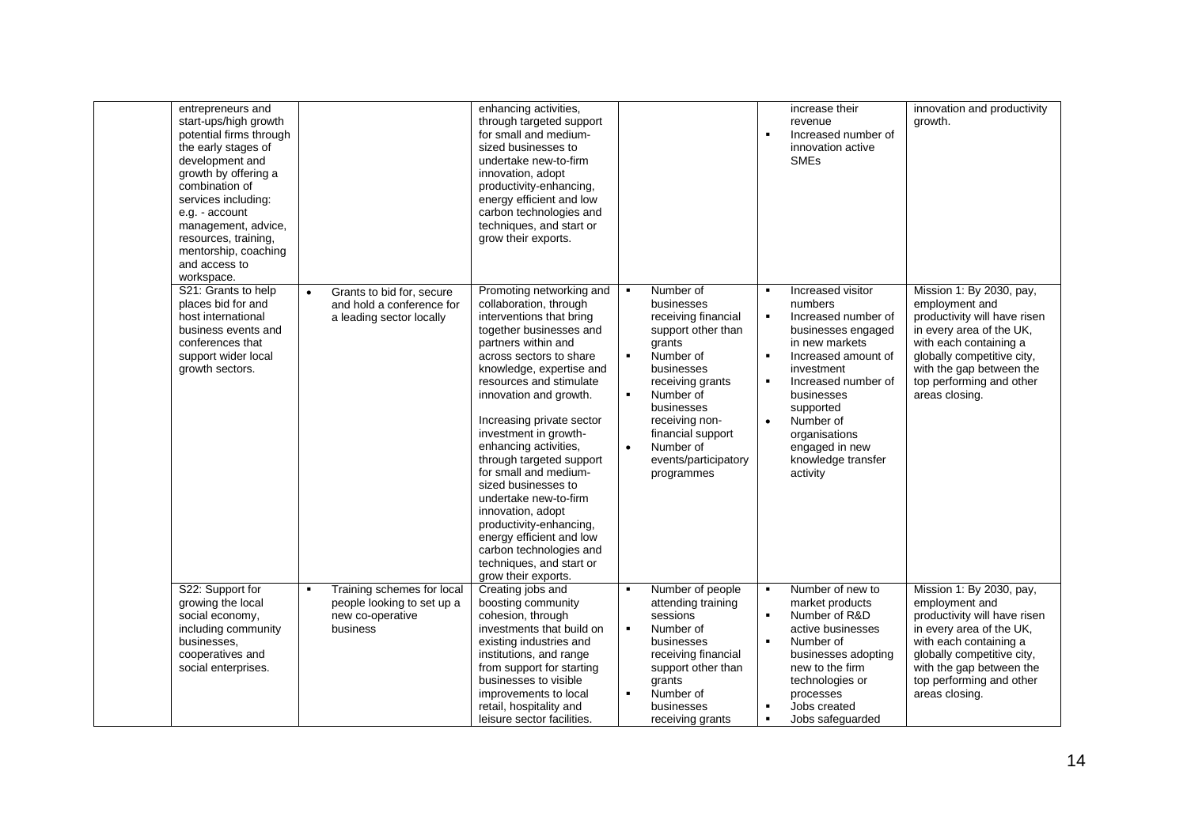|  |  |  |  |  |  |  |
|---|---|---|---|---|---|---|
|  | entrepreneurs and start-ups/high growth potential firms through the early stages of development and growth by offering a combination of services including: e.g. - account management, advice, resources, training, mentorship, coaching and access to workspace. |  | enhancing activities, through targeted support for small and medium-sized businesses to undertake new-to-firm innovation, adopt productivity-enhancing, energy efficient and low carbon technologies and techniques, and start or grow their exports. |  | increase their revenue<br>▪ Increased number of innovation active SMEs | innovation and productivity growth. |
|  | S21: Grants to help places bid for and host international business events and conferences that support wider local growth sectors. | • Grants to bid for, secure and hold a conference for a leading sector locally | Promoting networking and collaboration, through interventions that bring together businesses and partners within and across sectors to share knowledge, expertise and resources and stimulate innovation and growth.<br><br>Increasing private sector investment in growth-enhancing activities, through targeted support for small and medium-sized businesses to undertake new-to-firm innovation, adopt productivity-enhancing, energy efficient and low carbon technologies and techniques, and start or grow their exports. | ▪ Number of businesses receiving financial support other than grants<br>▪ Number of businesses receiving grants<br>▪ Number of businesses receiving non-financial support<br>• Number of events/participatory programmes | ▪ Increased visitor numbers<br>▪ Increased number of businesses engaged in new markets<br>▪ Increased amount of investment<br>▪ Increased number of businesses supported<br>• Number of organisations engaged in new knowledge transfer activity | Mission 1: By 2030, pay, employment and productivity will have risen in every area of the UK, with each containing a globally competitive city, with the gap between the top performing and other areas closing. |
|  | S22: Support for growing the local social economy, including community businesses, cooperatives and social enterprises. | ▪ Training schemes for local people looking to set up a new co-operative business | Creating jobs and boosting community cohesion, through investments that build on existing industries and institutions, and range from support for starting businesses to visible improvements to local retail, hospitality and leisure sector facilities. | ▪ Number of people attending training sessions<br>▪ Number of businesses receiving financial support other than grants<br>▪ Number of businesses receiving grants | ▪ Number of new to market products<br>▪ Number of R&D active businesses<br>▪ Number of businesses adopting new to the firm technologies or processes<br>▪ Jobs created<br>▪ Jobs safeguarded | Mission 1: By 2030, pay, employment and productivity will have risen in every area of the UK, with each containing a globally competitive city, with the gap between the top performing and other areas closing. |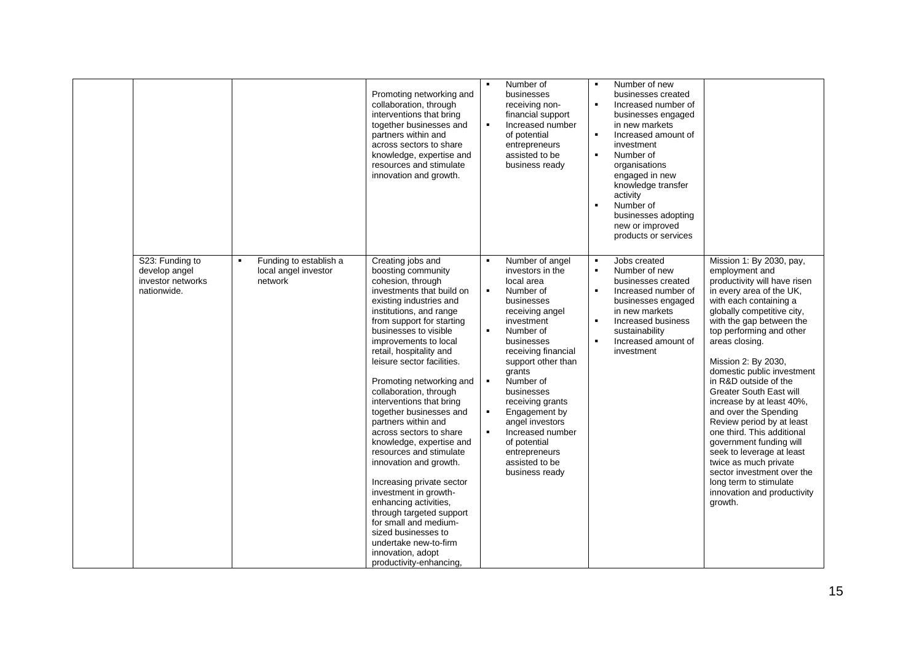| | | | | | | |
|---|---|---|---|---|---|---|
| | | | Promoting networking and collaboration, through interventions that bring together businesses and partners within and across sectors to share knowledge, expertise and resources and stimulate innovation and growth. | ▪ Number of businesses receiving non-financial support<br>▪ Increased number of potential entrepreneurs assisted to be business ready | ▪ Number of new businesses created<br>▪ Increased number of businesses engaged in new markets<br>▪ Increased amount of investment<br>▪ Number of organisations engaged in new knowledge transfer activity<br>▪ Number of businesses adopting new or improved products or services | |
| | S23: Funding to develop angel investor networks nationwide. | ▪ Funding to establish a local angel investor network | Creating jobs and boosting community cohesion, through investments that build on existing industries and institutions, and range from support for starting businesses to visible improvements to local retail, hospitality and leisure sector facilities.<br><br>Promoting networking and collaboration, through interventions that bring together businesses and partners within and across sectors to share knowledge, expertise and resources and stimulate innovation and growth.<br><br>Increasing private sector investment in growth-enhancing activities, through targeted support for small and medium-sized businesses to undertake new-to-firm innovation, adopt productivity-enhancing, | ▪ Number of angel investors in the local area<br>▪ Number of businesses receiving angel investment<br>▪ Number of businesses receiving financial support other than grants<br>▪ Number of businesses receiving grants<br>▪ Engagement by angel investors<br>▪ Increased number of potential entrepreneurs assisted to be business ready | ▪ Jobs created<br>▪ Number of new businesses created<br>▪ Increased number of businesses engaged in new markets<br>▪ Increased business sustainability<br>▪ Increased amount of investment | Mission 1: By 2030, pay, employment and productivity will have risen in every area of the UK, with each containing a globally competitive city, with the gap between the top performing and other areas closing.<br><br>Mission 2: By 2030, domestic public investment in R&D outside of the Greater South East will increase by at least 40%, and over the Spending Review period by at least one third. This additional government funding will seek to leverage at least twice as much private sector investment over the long term to stimulate innovation and productivity growth. |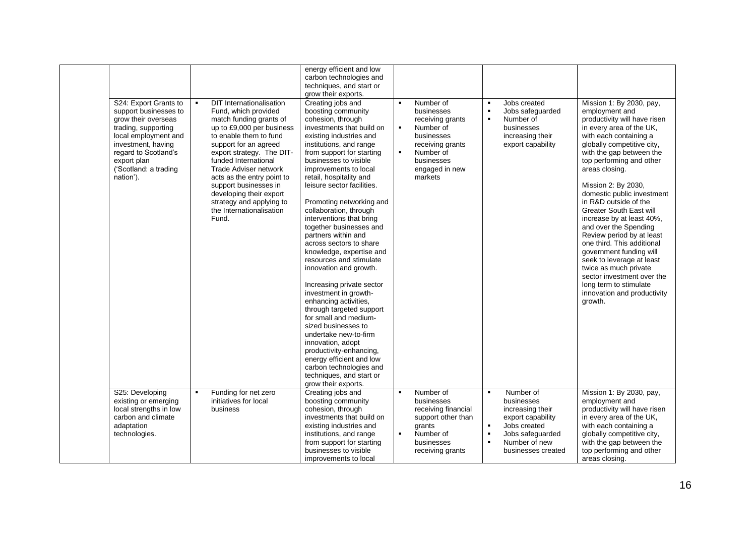| | | | | | | |
|---|---|---|---|---|---|---|
| | | | energy efficient and low carbon technologies and techniques, and start or grow their exports. | | | |
| | S24: Export Grants to support businesses to grow their overseas trading, supporting local employment and investment, having regard to Scotland's export plan ('Scotland: a trading nation'). | ▪ DIT Internationalisation Fund, which provided match funding grants of up to £9,000 per business to enable them to fund support for an agreed export strategy. The DIT-funded International Trade Adviser network acts as the entry point to support businesses in developing their export strategy and applying to the Internationalisation Fund. | Creating jobs and boosting community cohesion, through investments that build on existing industries and institutions, and range from support for starting businesses to visible improvements to local retail, hospitality and leisure sector facilities.<br><br>Promoting networking and collaboration, through interventions that bring together businesses and partners within and across sectors to share knowledge, expertise and resources and stimulate innovation and growth.<br><br>Increasing private sector investment in growth-enhancing activities, through targeted support for small and medium-sized businesses to undertake new-to-firm innovation, adopt productivity-enhancing, energy efficient and low carbon technologies and techniques, and start or grow their exports. | ▪ Number of businesses receiving grants<br>▪ Number of businesses receiving grants<br>▪ Number of businesses engaged in new markets | ▪ Jobs created<br>▪ Jobs safeguarded<br>▪ Number of businesses increasing their export capability | Mission 1: By 2030, pay, employment and productivity will have risen in every area of the UK, with each containing a globally competitive city, with the gap between the top performing and other areas closing.<br><br>Mission 2: By 2030, domestic public investment in R&D outside of the Greater South East will increase by at least 40%, and over the Spending Review period by at least one third. This additional government funding will seek to leverage at least twice as much private sector investment over the long term to stimulate innovation and productivity growth. |
| | S25: Developing existing or emerging local strengths in low carbon and climate adaptation technologies. | ▪ Funding for net zero initiatives for local business | Creating jobs and boosting community cohesion, through investments that build on existing industries and institutions, and range from support for starting businesses to visible improvements to local | ▪ Number of businesses receiving financial support other than grants<br>▪ Number of businesses receiving grants | ▪ Number of businesses increasing their export capability<br>▪ Jobs created<br>▪ Jobs safeguarded<br>▪ Number of new businesses created | Mission 1: By 2030, pay, employment and productivity will have risen in every area of the UK, with each containing a globally competitive city, with the gap between the top performing and other areas closing. |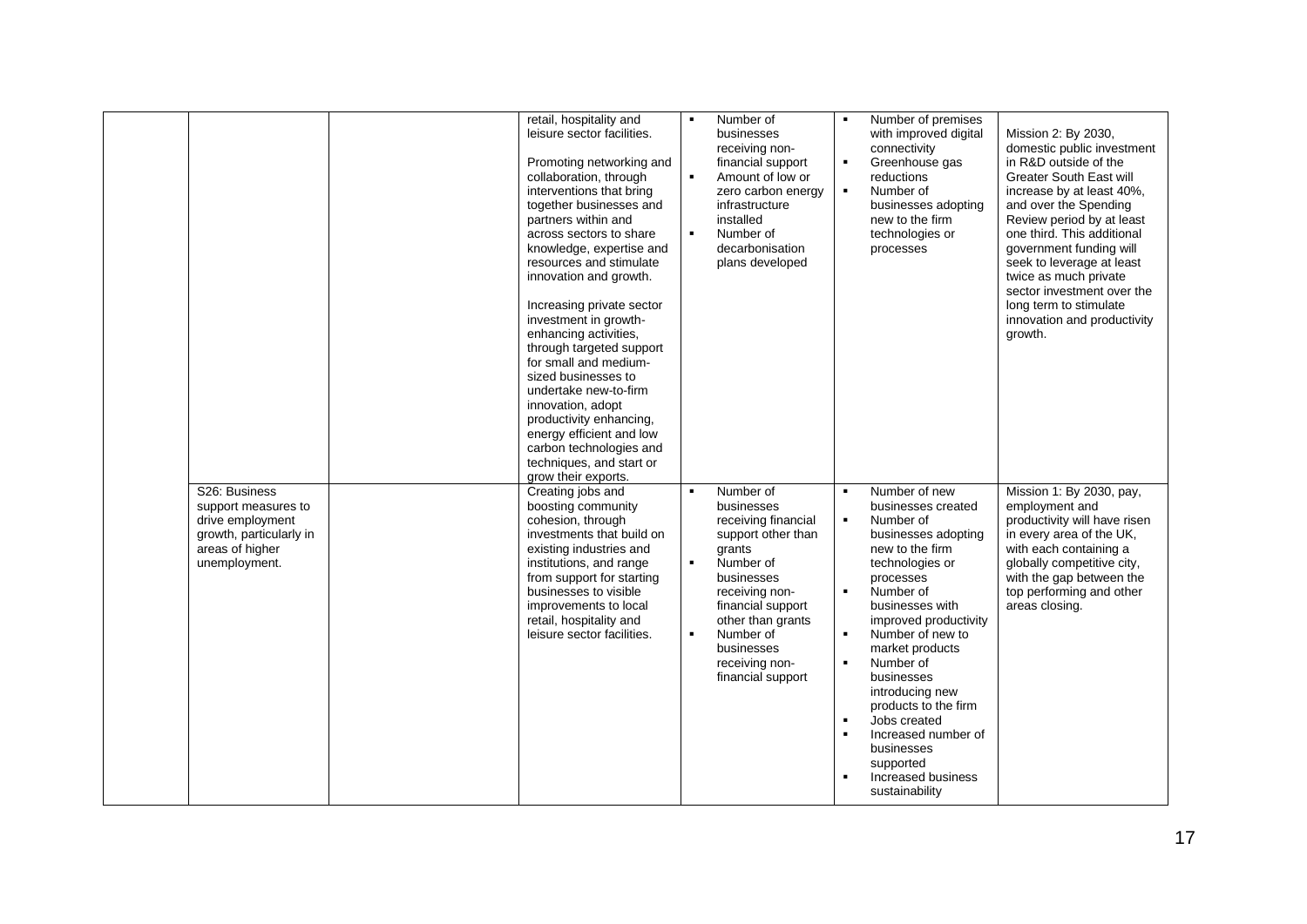| | | | | | | |
|---|---|---|---|---|---|---|
| | | | retail, hospitality and leisure sector facilities.<br><br>Promoting networking and collaboration, through interventions that bring together businesses and partners within and across sectors to share knowledge, expertise and resources and stimulate innovation and growth.<br><br>Increasing private sector investment in growth-enhancing activities, through targeted support for small and medium-sized businesses to undertake new-to-firm innovation, adopt productivity enhancing, energy efficient and low carbon technologies and techniques, and start or grow their exports. | ▪ Number of businesses receiving non-financial support<br>▪ Amount of low or zero carbon energy infrastructure installed<br>▪ Number of decarbonisation plans developed | ▪ Number of premises with improved digital connectivity<br>▪ Greenhouse gas reductions<br>▪ Number of businesses adopting new to the firm technologies or processes | Mission 2: By 2030, domestic public investment in R&D outside of the Greater South East will increase by at least 40%, and over the Spending Review period by at least one third. This additional government funding will seek to leverage at least twice as much private sector investment over the long term to stimulate innovation and productivity growth. |
| | S26: Business support measures to drive employment growth, particularly in areas of higher unemployment. | | Creating jobs and boosting community cohesion, through investments that build on existing industries and institutions, and range from support for starting businesses to visible improvements to local retail, hospitality and leisure sector facilities. | ▪ Number of businesses receiving financial support other than grants<br>▪ Number of businesses receiving non-financial support other than grants<br>▪ Number of businesses receiving non-financial support | ▪ Number of new businesses created<br>▪ Number of businesses adopting new to the firm technologies or processes<br>▪ Number of businesses with improved productivity<br>▪ Number of new to market products<br>▪ Number of businesses introducing new products to the firm<br>▪ Jobs created<br>▪ Increased number of businesses supported<br>▪ Increased business sustainability | Mission 1: By 2030, pay, employment and productivity will have risen in every area of the UK, with each containing a globally competitive city, with the gap between the top performing and other areas closing. |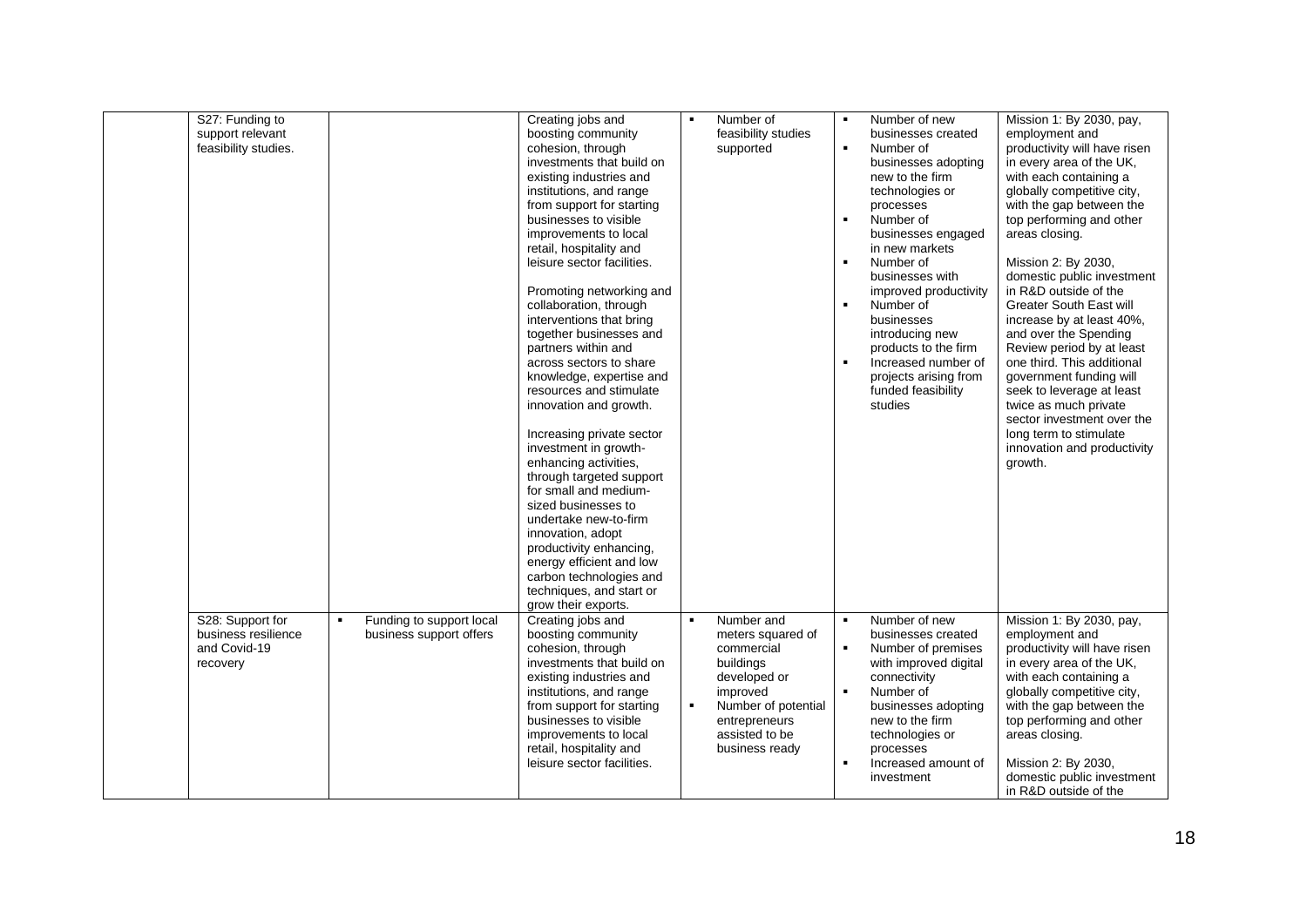| | | | | | | |
|---|---|---|---|---|---|---|
| | S27: Funding to support relevant feasibility studies. | | Creating jobs and boosting community cohesion, through investments that build on existing industries and institutions, and range from support for starting businesses to visible improvements to local retail, hospitality and leisure sector facilities.<br><br>Promoting networking and collaboration, through interventions that bring together businesses and partners within and across sectors to share knowledge, expertise and resources and stimulate innovation and growth.<br><br>Increasing private sector investment in growth-enhancing activities, through targeted support for small and medium-sized businesses to undertake new-to-firm innovation, adopt productivity enhancing, energy efficient and low carbon technologies and techniques, and start or grow their exports. | ▪ Number of feasibility studies supported | ▪ Number of new businesses created<br>▪ Number of businesses adopting new to the firm technologies or processes<br>▪ Number of businesses engaged in new markets<br>▪ Number of businesses with improved productivity<br>▪ Number of businesses introducing new products to the firm<br>▪ Increased number of projects arising from funded feasibility studies | Mission 1: By 2030, pay, employment and productivity will have risen in every area of the UK, with each containing a globally competitive city, with the gap between the top performing and other areas closing.<br><br>Mission 2: By 2030, domestic public investment in R&D outside of the Greater South East will increase by at least 40%, and over the Spending Review period by at least one third. This additional government funding will seek to leverage at least twice as much private sector investment over the long term to stimulate innovation and productivity growth. |
| | S28: Support for business resilience and Covid-19 recovery | ▪ Funding to support local business support offers | Creating jobs and boosting community cohesion, through investments that build on existing industries and institutions, and range from support for starting businesses to visible improvements to local retail, hospitality and leisure sector facilities. | ▪ Number and meters squared of commercial buildings developed or improved<br>▪ Number of potential entrepreneurs assisted to be business ready | ▪ Number of new businesses created<br>▪ Number of premises with improved digital connectivity<br>▪ Number of businesses adopting new to the firm technologies or processes<br>▪ Increased amount of investment | Mission 1: By 2030, pay, employment and productivity will have risen in every area of the UK, with each containing a globally competitive city, with the gap between the top performing and other areas closing.<br><br>Mission 2: By 2030, domestic public investment in R&D outside of the |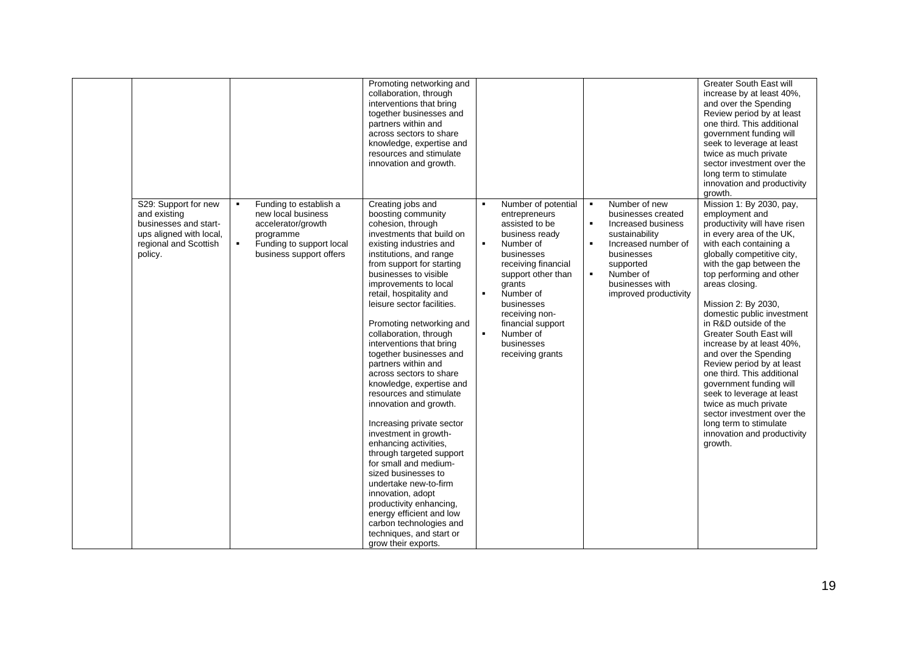| | | | | | | |
|---|---|---|---|---|---|---|
| | | | Promoting networking and collaboration, through interventions that bring together businesses and partners within and across sectors to share knowledge, expertise and resources and stimulate innovation and growth. | | | Greater South East will increase by at least 40%, and over the Spending Review period by at least one third. This additional government funding will seek to leverage at least twice as much private sector investment over the long term to stimulate innovation and productivity growth. |
| | S29: Support for new and existing businesses and start-ups aligned with local, regional and Scottish policy. | ▪ Funding to establish a new local business accelerator/growth programme<br>▪ Funding to support local business support offers | Creating jobs and boosting community cohesion, through investments that build on existing industries and institutions, and range from support for starting businesses to visible improvements to local retail, hospitality and leisure sector facilities.<br><br>Promoting networking and collaboration, through interventions that bring together businesses and partners within and across sectors to share knowledge, expertise and resources and stimulate innovation and growth.<br><br>Increasing private sector investment in growth-enhancing activities, through targeted support for small and medium-sized businesses to undertake new-to-firm innovation, adopt productivity enhancing, energy efficient and low carbon technologies and techniques, and start or grow their exports. | ▪ Number of potential entrepreneurs assisted to be business ready<br>▪ Number of businesses receiving financial support other than grants<br>▪ Number of businesses receiving non-financial support<br>▪ Number of businesses receiving grants | ▪ Number of new businesses created<br>▪ Increased business sustainability<br>▪ Increased number of businesses supported<br>▪ Number of businesses with improved productivity | Mission 1: By 2030, pay, employment and productivity will have risen in every area of the UK, with each containing a globally competitive city, with the gap between the top performing and other areas closing.<br><br>Mission 2: By 2030, domestic public investment in R&D outside of the Greater South East will increase by at least 40%, and over the Spending Review period by at least one third. This additional government funding will seek to leverage at least twice as much private sector investment over the long term to stimulate innovation and productivity growth. |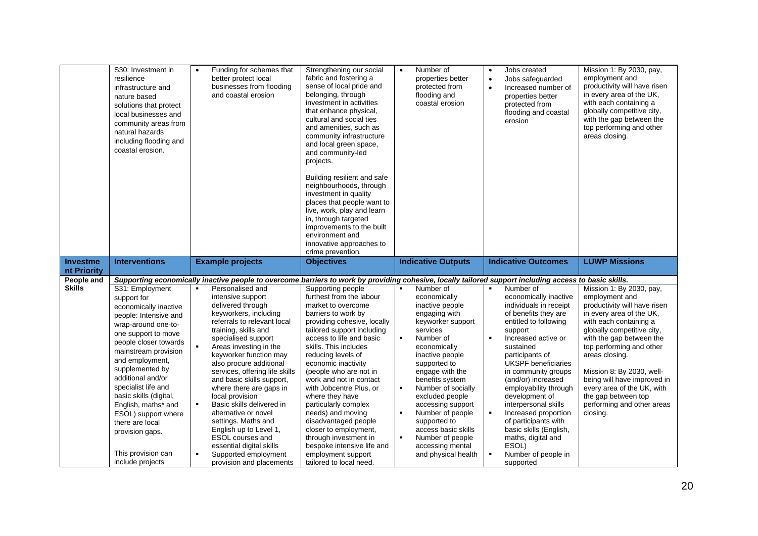| | S30: Investment in resilience infrastructure and nature based solutions that protect local businesses and community areas from natural hazards including flooding and coastal erosion. | • Funding for schemes that better protect local businesses from flooding and coastal erosion | Strengthening our social fabric and fostering a sense of local pride and belonging, through investment in activities that enhance physical, cultural and social ties and amenities, such as community infrastructure and local green space, and community-led projects.<br><br>Building resilient and safe neighbourhoods, through investment in quality places that people want to live, work, play and learn in, through targeted improvements to the built environment and innovative approaches to crime prevention. | • Number of properties better protected from flooding and coastal erosion | • Jobs created<br>• Jobs safeguarded<br>• Increased number of properties better protected from flooding and coastal erosion | Mission 1: By 2030, pay, employment and productivity will have risen in every area of the UK, with each containing a globally competitive city, with the gap between the top performing and other areas closing. |
|---|---|---|---|---|---|---|
| **Investment Priority** | **Interventions** | **Example projects** | **Objectives** | **Indicative Outputs** | **Indicative Outcomes** | **LUWP Missions** |
| **People and Skills** | ***Supporting economically inactive people to overcome barriers to work by providing cohesive, locally tailored support including access to basic skills.*** | | | | | |
| | S31: Employment support for economically inactive people: Intensive and wrap-around one-to-one support to move people closer towards mainstream provision and employment, supplemented by additional and/or specialist life and basic skills (digital, English, maths* and ESOL) support where there are local provision gaps.<br><br>This provision can include projects | ▪ Personalised and intensive support delivered through keyworkers, including referrals to relevant local training, skills and specialised support<br>▪ Areas investing in the keyworker function may also procure additional services, offering life skills and basic skills support, where there are gaps in local provision<br>▪ Basic skills delivered in alternative or novel settings. Maths and English up to Level 1, ESOL courses and essential digital skills<br>▪ Supported employment provision and placements | Supporting people furthest from the labour market to overcome barriers to work by providing cohesive, locally tailored support including access to life and basic skills. This includes reducing levels of economic inactivity (people who are not in work and not in contact with Jobcentre Plus, or where they have particularly complex needs) and moving disadvantaged people closer to employment, through investment in bespoke intensive life and employment support tailored to local need. | ▪ Number of economically inactive people engaging with keyworker support services<br>▪ Number of economically inactive people supported to engage with the benefits system<br>▪ Number of socially excluded people accessing support<br>▪ Number of people supported to access basic skills<br>▪ Number of people accessing mental and physical health | ▪ Number of economically inactive individuals in receipt of benefits they are entitled to following support<br>▪ Increased active or sustained participants of UKSPF beneficiaries in community groups (and/or) increased employability through development of interpersonal skills<br>▪ Increased proportion of participants with basic skills (English, maths, digital and ESOL)<br>▪ Number of people in supported | Mission 1: By 2030, pay, employment and productivity will have risen in every area of the UK, with each containing a globally competitive city, with the gap between the top performing and other areas closing.<br><br>Mission 8: By 2030, well-being will have improved in every area of the UK, with the gap between top performing and other areas closing. |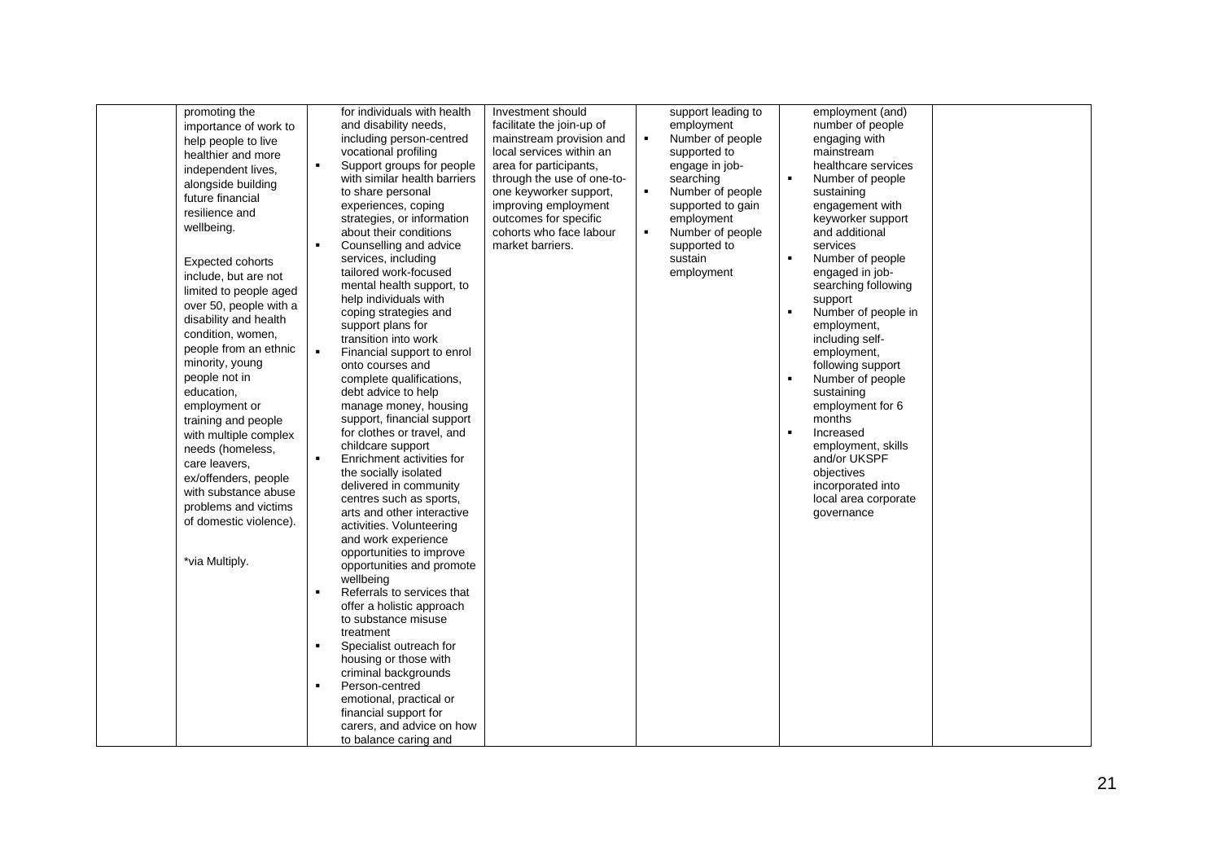| | | | | | | |
|---|---|---|---|---|---|---|
| | promoting the importance of work to help people to live healthier and more independent lives, alongside building future financial resilience and wellbeing.<br><br>Expected cohorts include, but are not limited to people aged over 50, people with a disability and health condition, women, people from an ethnic minority, young people not in education, employment or training and people with multiple complex needs (homeless, care leavers, ex/offenders, people with substance abuse problems and victims of domestic violence).<br><br>*via Multiply. | for individuals with health and disability needs, including person-centred vocational profiling<br>▪ Support groups for people with similar health barriers to share personal experiences, coping strategies, or information about their conditions<br>▪ Counselling and advice services, including tailored work-focused mental health support, to help individuals with coping strategies and support plans for transition into work<br>▪ Financial support to enrol onto courses and complete qualifications, debt advice to help manage money, housing support, financial support for clothes or travel, and childcare support<br>▪ Enrichment activities for the socially isolated delivered in community centres such as sports, arts and other interactive activities. Volunteering and work experience opportunities to improve opportunities and promote wellbeing<br>▪ Referrals to services that offer a holistic approach to substance misuse treatment<br>▪ Specialist outreach for housing or those with criminal backgrounds<br>▪ Person-centred emotional, practical or financial support for carers, and advice on how to balance caring and | Investment should facilitate the join-up of mainstream provision and local services within an area for participants, through the use of one-to-one keyworker support, improving employment outcomes for specific cohorts who face labour market barriers. | support leading to employment<br>▪ Number of people supported to engage in job-searching<br>▪ Number of people supported to gain employment<br>▪ Number of people supported to sustain employment | employment (and) number of people engaging with mainstream healthcare services<br>▪ Number of people sustaining engagement with keyworker support and additional services<br>▪ Number of people engaged in job-searching following support<br>▪ Number of people in employment, including self-employment, following support<br>▪ Number of people sustaining employment for 6 months<br>▪ Increased employment, skills and/or UKSPF objectives incorporated into local area corporate governance | |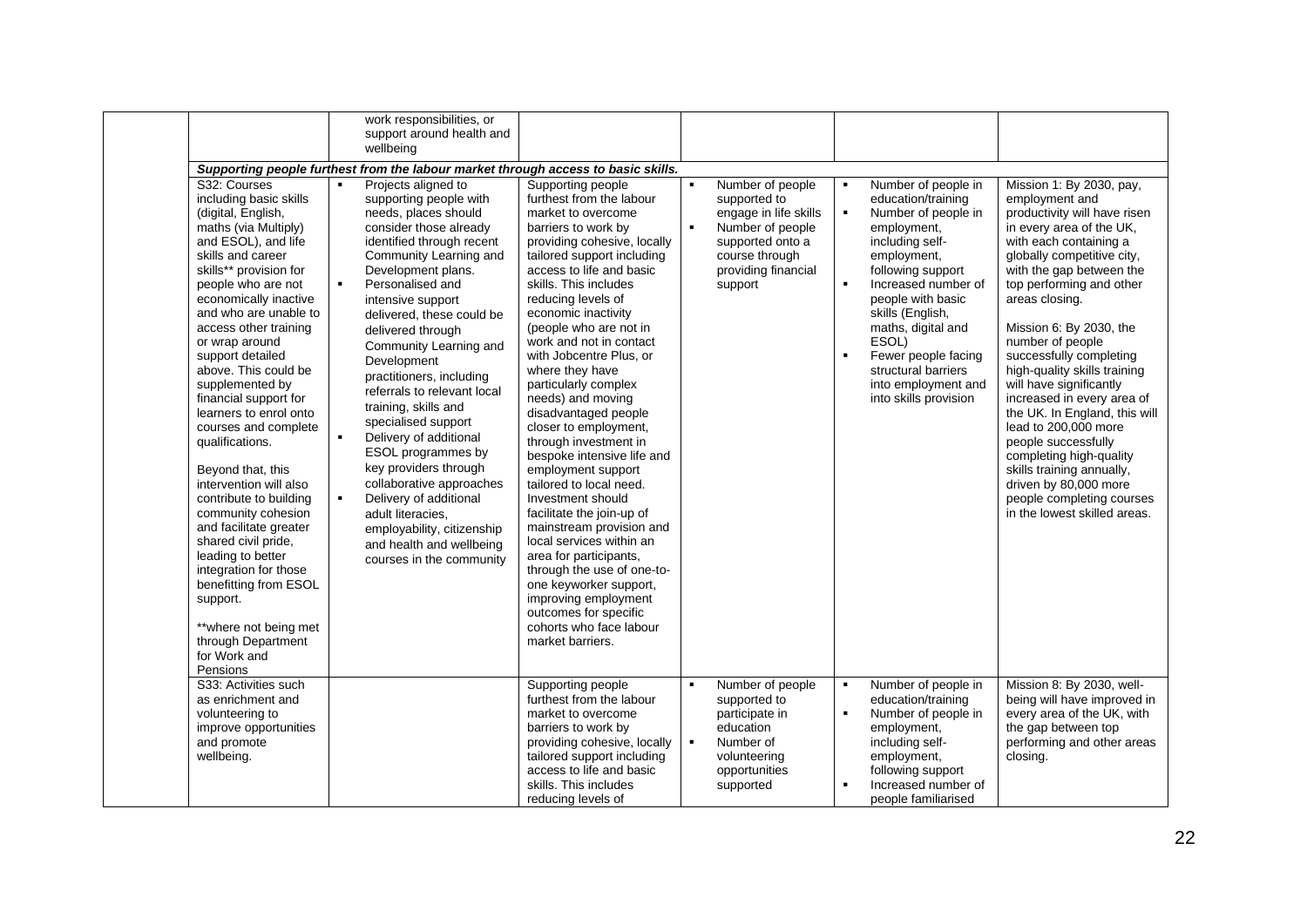| | | | | | |
|---|---|---|---|---|---|
| | work responsibilities, or support around health and wellbeing | | | | |
| ***Supporting people furthest from the labour market through access to basic skills.*** | | | | | |
| S32: Courses including basic skills (digital, English, maths (via Multiply) and ESOL), and life skills and career skills** provision for people who are not economically inactive and who are unable to access other training or wrap around support detailed above. This could be supplemented by financial support for learners to enrol onto courses and complete qualifications.<br><br>Beyond that, this intervention will also contribute to building community cohesion and facilitate greater shared civil pride, leading to better integration for those benefitting from ESOL support.<br><br>**where not being met through Department for Work and Pensions | ▪ Projects aligned to supporting people with needs, places should consider those already identified through recent Community Learning and Development plans.<br>▪ Personalised and intensive support delivered, these could be delivered through Community Learning and Development practitioners, including referrals to relevant local training, skills and specialised support<br>▪ Delivery of additional ESOL programmes by key providers through collaborative approaches<br>▪ Delivery of additional adult literacies, employability, citizenship and health and wellbeing courses in the community | Supporting people furthest from the labour market to overcome barriers to work by providing cohesive, locally tailored support including access to life and basic skills. This includes reducing levels of economic inactivity (people who are not in work and not in contact with Jobcentre Plus, or where they have particularly complex needs) and moving disadvantaged people closer to employment, through investment in bespoke intensive life and employment support tailored to local need. Investment should facilitate the join-up of mainstream provision and local services within an area for participants, through the use of one-to-one keyworker support, improving employment outcomes for specific cohorts who face labour market barriers. | ▪ Number of people supported to engage in life skills<br>▪ Number of people supported onto a course through providing financial support | ▪ Number of people in education/training<br>▪ Number of people in employment, including self-employment, following support<br>▪ Increased number of people with basic skills (English, maths, digital and ESOL)<br>▪ Fewer people facing structural barriers into employment and into skills provision | Mission 1: By 2030, pay, employment and productivity will have risen in every area of the UK, with each containing a globally competitive city, with the gap between the top performing and other areas closing.<br><br>Mission 6: By 2030, the number of people successfully completing high-quality skills training will have significantly increased in every area of the UK. In England, this will lead to 200,000 more people successfully completing high-quality skills training annually, driven by 80,000 more people completing courses in the lowest skilled areas. |
| S33: Activities such as enrichment and volunteering to improve opportunities and promote wellbeing. | | Supporting people furthest from the labour market to overcome barriers to work by providing cohesive, locally tailored support including access to life and basic skills. This includes reducing levels of | ▪ Number of people supported to participate in education<br>▪ Number of volunteering opportunities supported | ▪ Number of people in education/training<br>▪ Number of people in employment, including self-employment, following support<br>▪ Increased number of people familiarised | Mission 8: By 2030, well-being will have improved in every area of the UK, with the gap between top performing and other areas closing. |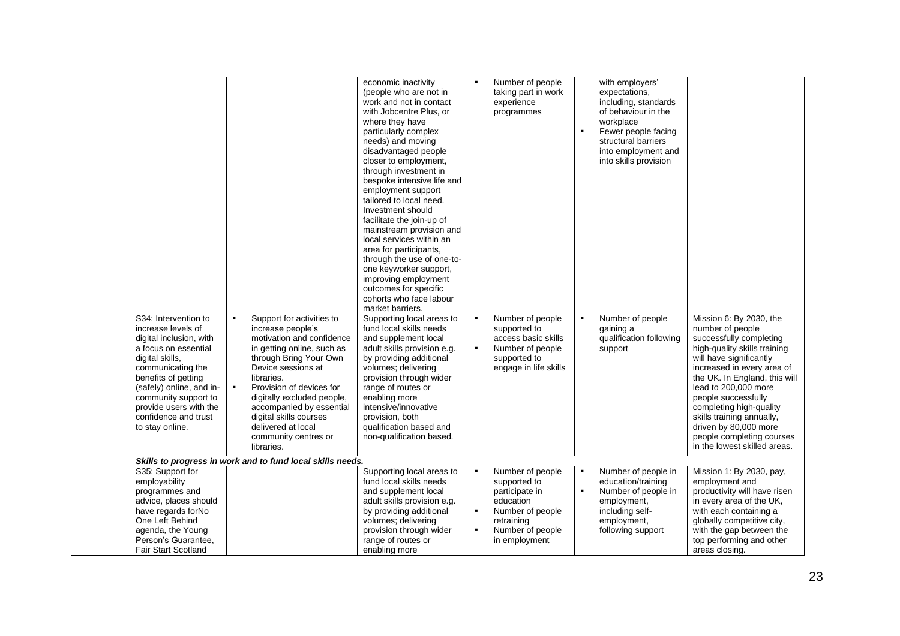| | | | | | | |
|---|---|---|---|---|---|---|
| | | | economic inactivity (people who are not in work and not in contact with Jobcentre Plus, or where they have particularly complex needs) and moving disadvantaged people closer to employment, through investment in bespoke intensive life and employment support tailored to local need. Investment should facilitate the join-up of mainstream provision and local services within an area for participants, through the use of one-to-one keyworker support, improving employment outcomes for specific cohorts who face labour market barriers. | ▪ Number of people taking part in work experience programmes | with employers' expectations, including, standards of behaviour in the workplace<br>▪ Fewer people facing structural barriers into employment and into skills provision | |
| | S34: Intervention to increase levels of digital inclusion, with a focus on essential digital skills, communicating the benefits of getting (safely) online, and in-community support to provide users with the confidence and trust to stay online. | ▪ Support for activities to increase people's motivation and confidence in getting online, such as through Bring Your Own Device sessions at libraries.<br>▪ Provision of devices for digitally excluded people, accompanied by essential digital skills courses delivered at local community centres or libraries. | Supporting local areas to fund local skills needs and supplement local adult skills provision e.g. by providing additional volumes; delivering provision through wider range of routes or enabling more intensive/innovative provision, both qualification based and non-qualification based. | ▪ Number of people supported to access basic skills<br>▪ Number of people supported to engage in life skills | ▪ Number of people gaining a qualification following support | Mission 6: By 2030, the number of people successfully completing high-quality skills training will have significantly increased in every area of the UK. In England, this will lead to 200,000 more people successfully completing high-quality skills training annually, driven by 80,000 more people completing courses in the lowest skilled areas. |
| | ***Skills to progress in work and to fund local skills needs.*** | | | | | |
| | S35: Support for employability programmes and advice, places should have regards forNo One Left Behind agenda, the Young Person's Guarantee, Fair Start Scotland | | Supporting local areas to fund local skills needs and supplement local adult skills provision e.g. by providing additional volumes; delivering provision through wider range of routes or enabling more | ▪ Number of people supported to participate in education<br>▪ Number of people retraining<br>▪ Number of people in employment | ▪ Number of people in education/training<br>▪ Number of people in employment, including self-employment, following support | Mission 1: By 2030, pay, employment and productivity will have risen in every area of the UK, with each containing a globally competitive city, with the gap between the top performing and other areas closing. |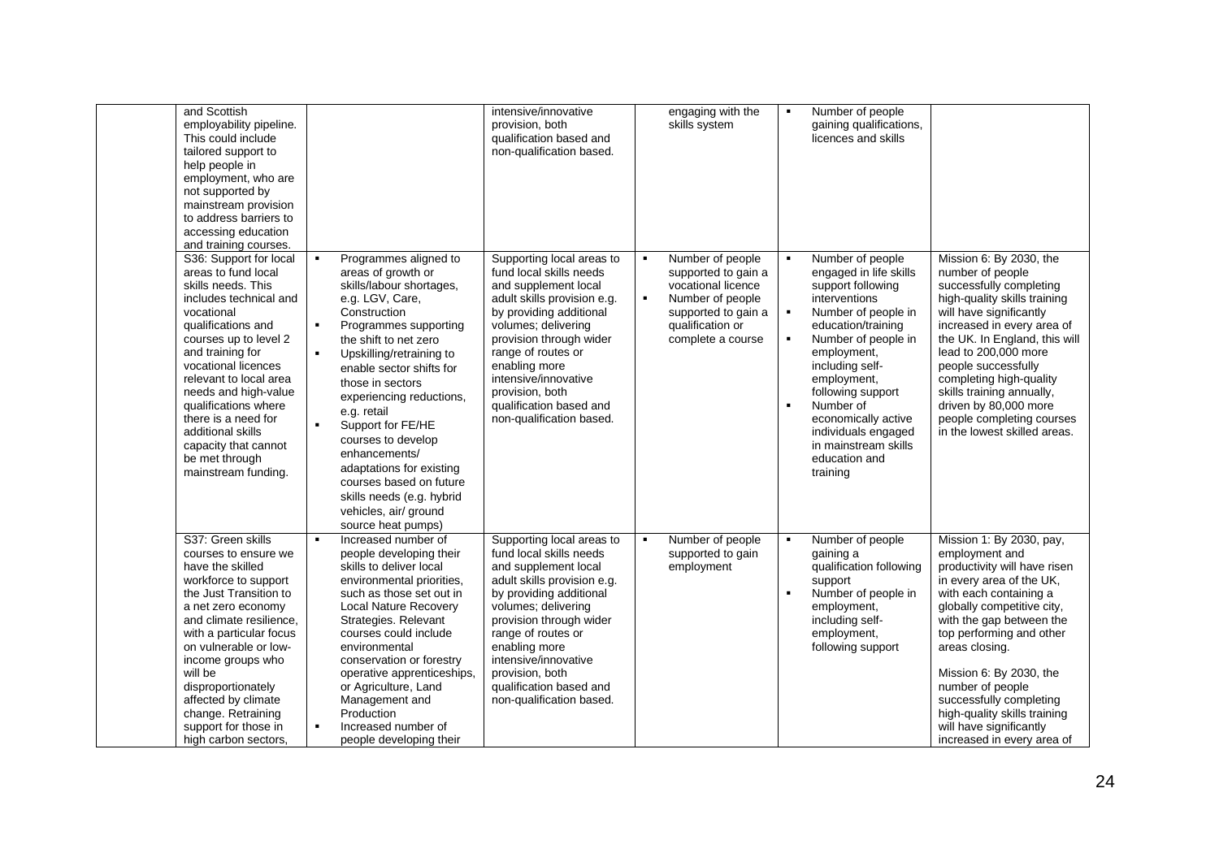|  |  |  |  |  |  |  |
|---|---|---|---|---|---|---|
|  | and Scottish employability pipeline. This could include tailored support to help people in employment, who are not supported by mainstream provision to address barriers to accessing education and training courses. |  | intensive/innovative provision, both qualification based and non-qualification based. | engaging with the skills system | ▪ Number of people gaining qualifications, licences and skills |  |
|  | S36: Support for local areas to fund local skills needs. This includes technical and vocational qualifications and courses up to level 2 and training for vocational licences relevant to local area needs and high-value qualifications where there is a need for additional skills capacity that cannot be met through mainstream funding. | ▪ Programmes aligned to areas of growth or skills/labour shortages, e.g. LGV, Care, Construction<br>▪ Programmes supporting the shift to net zero<br>▪ Upskilling/retraining to enable sector shifts for those in sectors experiencing reductions, e.g. retail<br>▪ Support for FE/HE courses to develop enhancements/ adaptations for existing courses based on future skills needs (e.g. hybrid vehicles, air/ ground source heat pumps) | Supporting local areas to fund local skills needs and supplement local adult skills provision e.g. by providing additional volumes; delivering provision through wider range of routes or enabling more intensive/innovative provision, both qualification based and non-qualification based. | ▪ Number of people supported to gain a vocational licence<br>▪ Number of people supported to gain a qualification or complete a course | ▪ Number of people engaged in life skills support following interventions<br>▪ Number of people in education/training<br>▪ Number of people in employment, including self-employment, following support<br>▪ Number of economically active individuals engaged in mainstream skills education and training | Mission 6: By 2030, the number of people successfully completing high-quality skills training will have significantly increased in every area of the UK. In England, this will lead to 200,000 more people successfully completing high-quality skills training annually, driven by 80,000 more people completing courses in the lowest skilled areas. |
|  | S37: Green skills courses to ensure we have the skilled workforce to support the Just Transition to a net zero economy and climate resilience, with a particular focus on vulnerable or low-income groups who will be disproportionately affected by climate change. Retraining support for those in high carbon sectors, | ▪ Increased number of people developing their skills to deliver local environmental priorities, such as those set out in Local Nature Recovery Strategies. Relevant courses could include environmental conservation or forestry operative apprenticeships, or Agriculture, Land Management and Production<br>▪ Increased number of people developing their | Supporting local areas to fund local skills needs and supplement local adult skills provision e.g. by providing additional volumes; delivering provision through wider range of routes or enabling more intensive/innovative provision, both qualification based and non-qualification based. | ▪ Number of people supported to gain employment | ▪ Number of people gaining a qualification following support<br>▪ Number of people in employment, including self-employment, following support | Mission 1: By 2030, pay, employment and productivity will have risen in every area of the UK, with each containing a globally competitive city, with the gap between the top performing and other areas closing.<br><br>Mission 6: By 2030, the number of people successfully completing high-quality skills training will have significantly increased in every area of |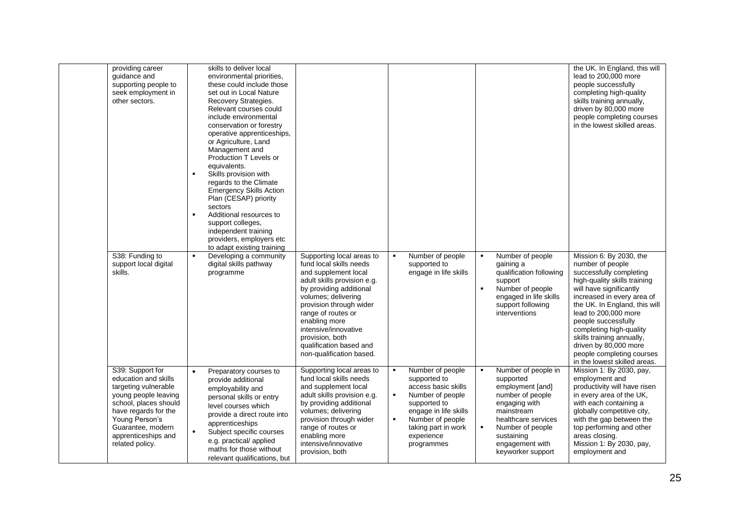| | | | | | | |
|---|---|---|---|---|---|---|
| | providing career guidance and supporting people to seek employment in other sectors. | skills to deliver local environmental priorities, these could include those set out in Local Nature Recovery Strategies. Relevant courses could include environmental conservation or forestry operative apprenticeships, or Agriculture, Land Management and Production T Levels or equivalents.<br>▪ Skills provision with regards to the Climate Emergency Skills Action Plan (CESAP) priority sectors<br>▪ Additional resources to support colleges, independent training providers, employers etc to adapt existing training | | | | the UK. In England, this will lead to 200,000 more people successfully completing high-quality skills training annually, driven by 80,000 more people completing courses in the lowest skilled areas. |
| | S38: Funding to support local digital skills. | ▪ Developing a community digital skills pathway programme | Supporting local areas to fund local skills needs and supplement local adult skills provision e.g. by providing additional volumes; delivering provision through wider range of routes or enabling more intensive/innovative provision, both qualification based and non-qualification based. | ▪ Number of people supported to engage in life skills | ▪ Number of people gaining a qualification following support<br>▪ Number of people engaged in life skills support following interventions | Mission 6: By 2030, the number of people successfully completing high-quality skills training will have significantly increased in every area of the UK. In England, this will lead to 200,000 more people successfully completing high-quality skills training annually, driven by 80,000 more people completing courses in the lowest skilled areas. |
| | S39: Support for education and skills targeting vulnerable young people leaving school, places should have regards for the Young Person's Guarantee, modern apprenticeships and related policy. | • Preparatory courses to provide additional employability and personal skills or entry level courses which provide a direct route into apprenticeships<br>▪ Subject specific courses e.g. practical/ applied maths for those without relevant qualifications, but | Supporting local areas to fund local skills needs and supplement local adult skills provision e.g. by providing additional volumes; delivering provision through wider range of routes or enabling more intensive/innovative provision, both | ▪ Number of people supported to access basic skills<br>▪ Number of people supported to engage in life skills<br>▪ Number of people taking part in work experience programmes | ▪ Number of people in supported employment [and] number of people engaging with mainstream healthcare services<br>▪ Number of people sustaining engagement with keyworker support | Mission 1: By 2030, pay, employment and productivity will have risen in every area of the UK, with each containing a globally competitive city, with the gap between the top performing and other areas closing.<br>Mission 1: By 2030, pay, employment and |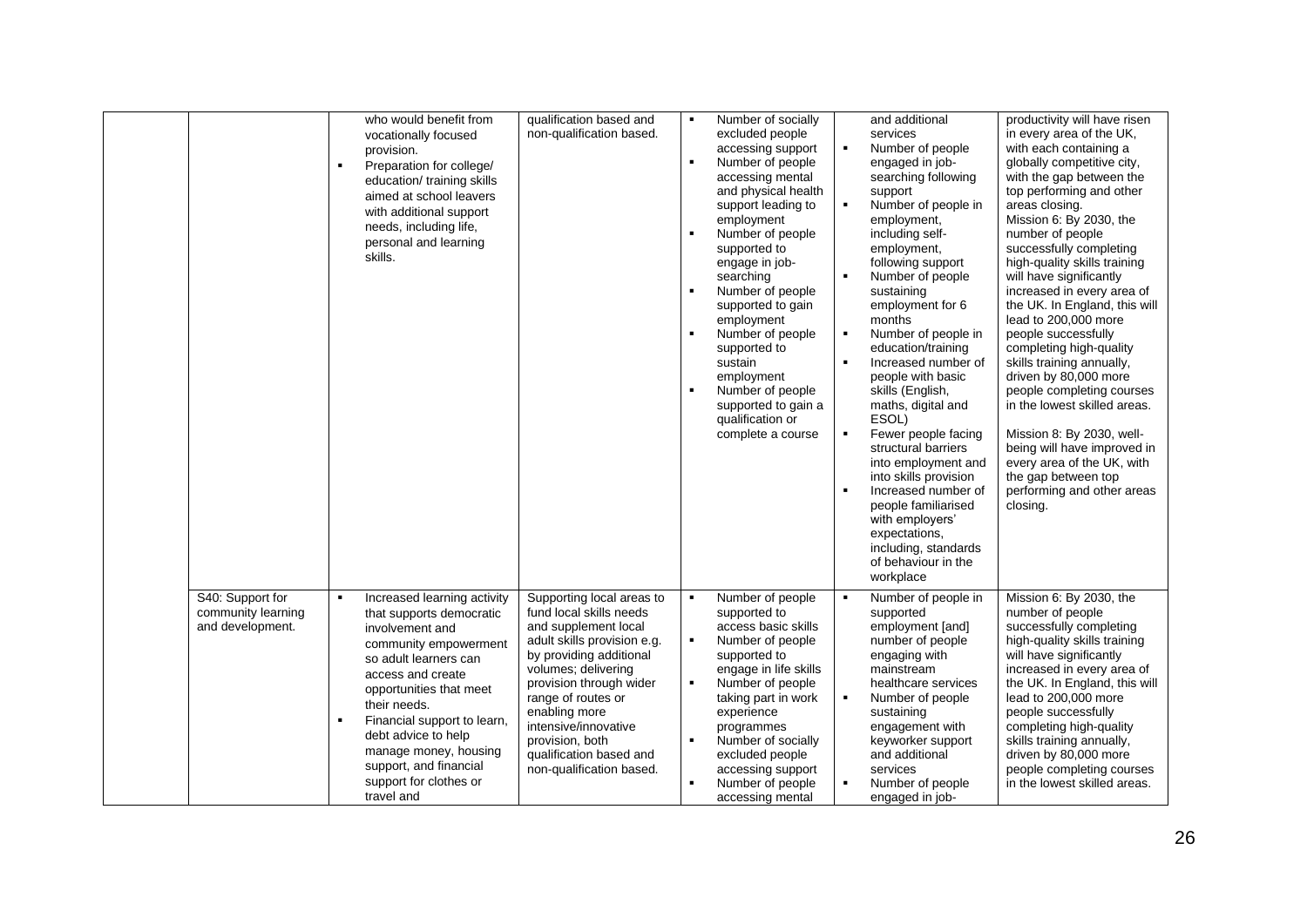| | | | | | | |
|---|---|---|---|---|---|---|
| | | who would benefit from vocationally focused provision.<br>▪ Preparation for college/ education/ training skills aimed at school leavers with additional support needs, including life, personal and learning skills. | qualification based and non-qualification based. | ▪ Number of socially excluded people accessing support<br>▪ Number of people accessing mental and physical health support leading to employment<br>▪ Number of people supported to engage in job-searching<br>▪ Number of people supported to gain employment<br>▪ Number of people supported to sustain employment<br>▪ Number of people supported to gain a qualification or complete a course | and additional services<br>▪ Number of people engaged in job-searching following support<br>▪ Number of people in employment, including self-employment, following support<br>▪ Number of people sustaining employment for 6 months<br>▪ Number of people in education/training<br>▪ Increased number of people with basic skills (English, maths, digital and ESOL)<br>▪ Fewer people facing structural barriers into employment and into skills provision<br>▪ Increased number of people familiarised with employers' expectations, including, standards of behaviour in the workplace | productivity will have risen in every area of the UK, with each containing a globally competitive city, with the gap between the top performing and other areas closing.<br>Mission 6: By 2030, the number of people successfully completing high-quality skills training will have significantly increased in every area of the UK. In England, this will lead to 200,000 more people successfully completing high-quality skills training annually, driven by 80,000 more people completing courses in the lowest skilled areas.<br><br>Mission 8: By 2030, well-being will have improved in every area of the UK, with the gap between top performing and other areas closing. |
| | S40: Support for community learning and development. | ▪ Increased learning activity that supports democratic involvement and community empowerment so adult learners can access and create opportunities that meet their needs.<br>▪ Financial support to learn, debt advice to help manage money, housing support, and financial support for clothes or travel and | Supporting local areas to fund local skills needs and supplement local adult skills provision e.g. by providing additional volumes; delivering provision through wider range of routes or enabling more intensive/innovative provision, both qualification based and non-qualification based. | ▪ Number of people supported to access basic skills<br>▪ Number of people supported to engage in life skills<br>▪ Number of people taking part in work experience programmes<br>▪ Number of socially excluded people accessing support<br>▪ Number of people accessing mental | ▪ Number of people in supported employment [and] number of people engaging with mainstream healthcare services<br>▪ Number of people sustaining engagement with keyworker support and additional services<br>▪ Number of people engaged in job- | Mission 6: By 2030, the number of people successfully completing high-quality skills training will have significantly increased in every area of the UK. In England, this will lead to 200,000 more people successfully completing high-quality skills training annually, driven by 80,000 more people completing courses in the lowest skilled areas. |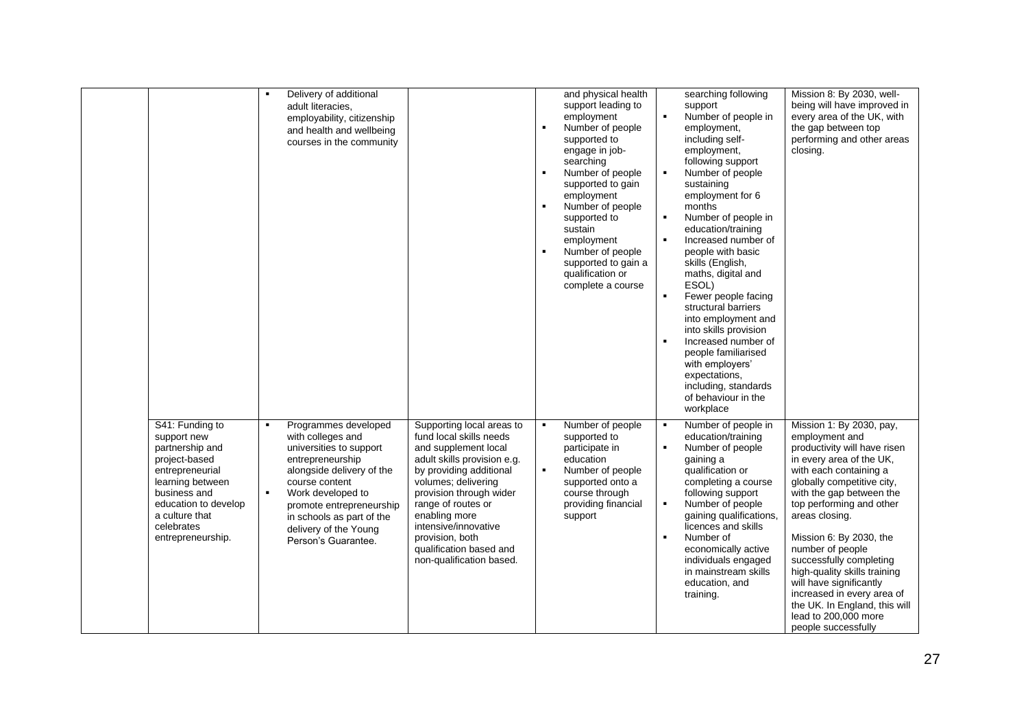| | | | | | | |
|---|---|---|---|---|---|---|
| | | ▪ Delivery of additional adult literacies, employability, citizenship and health and wellbeing courses in the community | | and physical health support leading to employment<br>▪ Number of people supported to engage in job-searching<br>▪ Number of people supported to gain employment<br>▪ Number of people supported to sustain employment<br>▪ Number of people supported to gain a qualification or complete a course | searching following support<br>▪ Number of people in employment, including self-employment, following support<br>▪ Number of people sustaining employment for 6 months<br>▪ Number of people in education/training<br>▪ Increased number of people with basic skills (English, maths, digital and ESOL)<br>▪ Fewer people facing structural barriers into employment and into skills provision<br>▪ Increased number of people familiarised with employers' expectations, including, standards of behaviour in the workplace | Mission 8: By 2030, well-being will have improved in every area of the UK, with the gap between top performing and other areas closing. |
| | S41: Funding to support new partnership and project-based entrepreneurial learning between business and education to develop a culture that celebrates entrepreneurship. | ▪ Programmes developed with colleges and universities to support entrepreneurship alongside delivery of the course content<br>▪ Work developed to promote entrepreneurship in schools as part of the delivery of the Young Person's Guarantee. | Supporting local areas to fund local skills needs and supplement local adult skills provision e.g. by providing additional volumes; delivering provision through wider range of routes or enabling more intensive/innovative provision, both qualification based and non-qualification based. | ▪ Number of people supported to participate in education<br>▪ Number of people supported onto a course through providing financial support | ▪ Number of people in education/training<br>▪ Number of people gaining a qualification or completing a course following support<br>▪ Number of people gaining qualifications, licences and skills<br>▪ Number of economically active individuals engaged in mainstream skills education, and training. | Mission 1: By 2030, pay, employment and productivity will have risen in every area of the UK, with each containing a globally competitive city, with the gap between the top performing and other areas closing.<br><br>Mission 6: By 2030, the number of people successfully completing high-quality skills training will have significantly increased in every area of the UK. In England, this will lead to 200,000 more people successfully |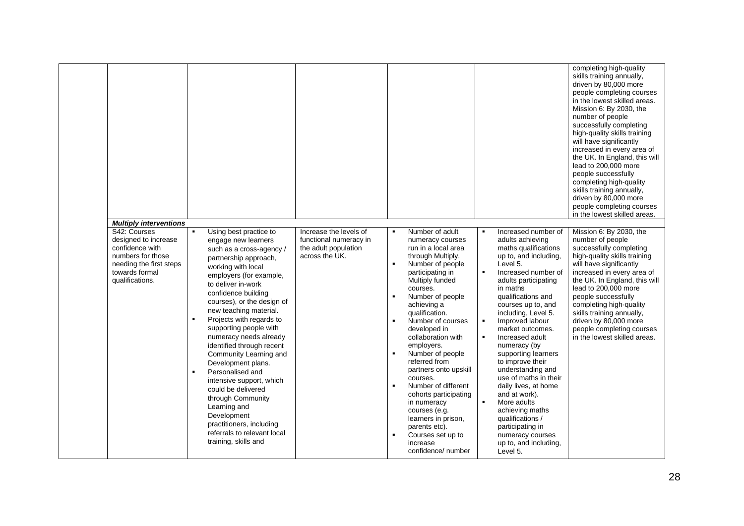| | | | | | | |
|---|---|---|---|---|---|---|
| | | | | | | completing high-quality skills training annually, driven by 80,000 more people completing courses in the lowest skilled areas. Mission 6: By 2030, the number of people successfully completing high-quality skills training will have significantly increased in every area of the UK. In England, this will lead to 200,000 more people successfully completing high-quality skills training annually, driven by 80,000 more people completing courses in the lowest skilled areas. |
| | ***Multiply interventions*** | | | | | |
| | S42: Courses designed to increase confidence with numbers for those needing the first steps towards formal qualifications. | ▪ Using best practice to engage new learners such as a cross-agency / partnership approach, working with local employers (for example, to deliver in-work confidence building courses), or the design of new teaching material.<br>▪ Projects with regards to supporting people with numeracy needs already identified through recent Community Learning and Development plans.<br>▪ Personalised and intensive support, which could be delivered through Community Learning and Development practitioners, including referrals to relevant local training, skills and | Increase the levels of functional numeracy in the adult population across the UK. | ▪ Number of adult numeracy courses run in a local area through Multiply.<br>▪ Number of people participating in Multiply funded courses.<br>▪ Number of people achieving a qualification.<br>▪ Number of courses developed in collaboration with employers.<br>▪ Number of people referred from partners onto upskill courses.<br>▪ Number of different cohorts participating in numeracy courses (e.g. learners in prison, parents etc).<br>▪ Courses set up to increase confidence/ number | ▪ Increased number of adults achieving maths qualifications up to, and including, Level 5.<br>▪ Increased number of adults participating in maths qualifications and courses up to, and including, Level 5.<br>▪ Improved labour market outcomes.<br>▪ Increased adult numeracy (by supporting learners to improve their understanding and use of maths in their daily lives, at home and at work).<br>▪ More adults achieving maths qualifications / participating in numeracy courses up to, and including, Level 5. | Mission 6: By 2030, the number of people successfully completing high-quality skills training will have significantly increased in every area of the UK. In England, this will lead to 200,000 more people successfully completing high-quality skills training annually, driven by 80,000 more people completing courses in the lowest skilled areas. |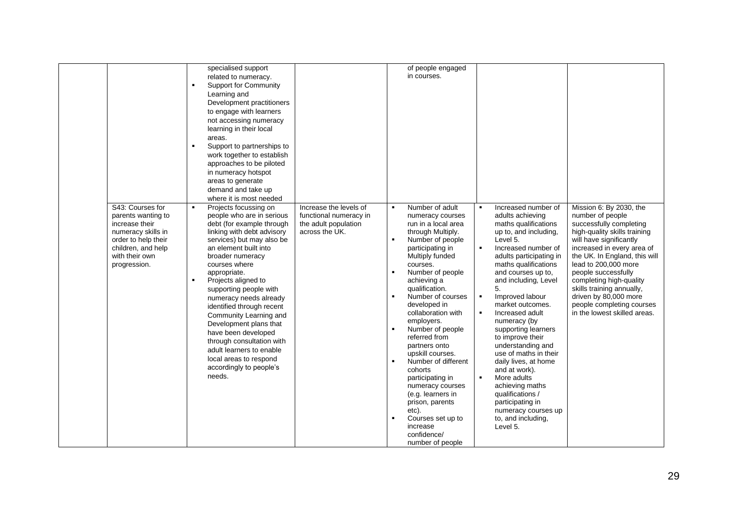|  |  |  |  |  |  |  |
|---|---|---|---|---|---|---|
|  |  | specialised support related to numeracy.<br>▪ Support for Community Learning and Development practitioners to engage with learners not accessing numeracy learning in their local areas.<br>▪ Support to partnerships to work together to establish approaches to be piloted in numeracy hotspot areas to generate demand and take up where it is most needed |  | of people engaged in courses. |  |  |
|  | S43: Courses for parents wanting to increase their numeracy skills in order to help their children, and help with their own progression. | ▪ Projects focussing on people who are in serious debt (for example through linking with debt advisory services) but may also be an element built into broader numeracy courses where appropriate.<br>▪ Projects aligned to supporting people with numeracy needs already identified through recent Community Learning and Development plans that have been developed through consultation with adult learners to enable local areas to respond accordingly to people's needs. | Increase the levels of functional numeracy in the adult population across the UK. | ▪ Number of adult numeracy courses run in a local area through Multiply.<br>▪ Number of people participating in Multiply funded courses.<br>▪ Number of people achieving a qualification.<br>▪ Number of courses developed in collaboration with employers.<br>▪ Number of people referred from partners onto upskill courses.<br>▪ Number of different cohorts participating in numeracy courses (e.g. learners in prison, parents etc).<br>▪ Courses set up to increase confidence/ number of people | ▪ Increased number of adults achieving maths qualifications up to, and including, Level 5.<br>▪ Increased number of adults participating in maths qualifications and courses up to, and including, Level 5.<br>▪ Improved labour market outcomes.<br>▪ Increased adult numeracy (by supporting learners to improve their understanding and use of maths in their daily lives, at home and at work).<br>▪ More adults achieving maths qualifications / participating in numeracy courses up to, and including, Level 5. | Mission 6: By 2030, the number of people successfully completing high-quality skills training will have significantly increased in every area of the UK. In England, this will lead to 200,000 more people successfully completing high-quality skills training annually, driven by 80,000 more people completing courses in the lowest skilled areas. |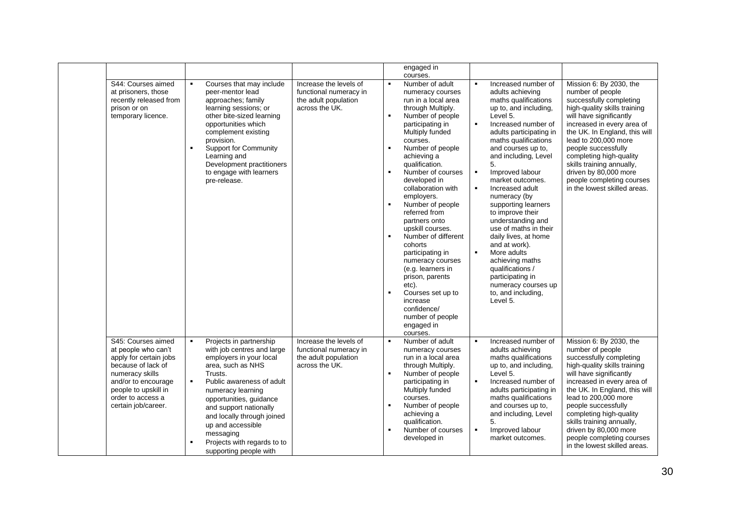| | | | | | | |
|---|---|---|---|---|---|---|
| | | | | engaged in courses. | | |
| | S44: Courses aimed at prisoners, those recently released from prison or on temporary licence. | • Courses that may include peer-mentor lead approaches; family learning sessions; or other bite-sized learning opportunities which complement existing provision.<br>• Support for Community Learning and Development practitioners to engage with learners pre-release. | Increase the levels of functional numeracy in the adult population across the UK. | • Number of adult numeracy courses run in a local area through Multiply.<br>• Number of people participating in Multiply funded courses.<br>• Number of people achieving a qualification.<br>• Number of courses developed in collaboration with employers.<br>• Number of people referred from partners onto upskill courses.<br>• Number of different cohorts participating in numeracy courses (e.g. learners in prison, parents etc).<br>• Courses set up to increase confidence/ number of people engaged in courses. | • Increased number of adults achieving maths qualifications up to, and including, Level 5.<br>• Increased number of adults participating in maths qualifications and courses up to, and including, Level 5.<br>• Improved labour market outcomes.<br>• Increased adult numeracy (by supporting learners to improve their understanding and use of maths in their daily lives, at home and at work).<br>• More adults achieving maths qualifications / participating in numeracy courses up to, and including, Level 5. | Mission 6: By 2030, the number of people successfully completing high-quality skills training will have significantly increased in every area of the UK. In England, this will lead to 200,000 more people successfully completing high-quality skills training annually, driven by 80,000 more people completing courses in the lowest skilled areas. |
| | S45: Courses aimed at people who can't apply for certain jobs because of lack of numeracy skills and/or to encourage people to upskill in order to access a certain job/career. | • Projects in partnership with job centres and large employers in your local area, such as NHS Trusts.<br>• Public awareness of adult numeracy learning opportunities, guidance and support nationally and locally through joined up and accessible messaging<br>• Projects with regards to to supporting people with | Increase the levels of functional numeracy in the adult population across the UK. | • Number of adult numeracy courses run in a local area through Multiply.<br>• Number of people participating in Multiply funded courses.<br>• Number of people achieving a qualification.<br>• Number of courses developed in | • Increased number of adults achieving maths qualifications up to, and including, Level 5.<br>• Increased number of adults participating in maths qualifications and courses up to, and including, Level 5.<br>• Improved labour market outcomes. | Mission 6: By 2030, the number of people successfully completing high-quality skills training will have significantly increased in every area of the UK. In England, this will lead to 200,000 more people successfully completing high-quality skills training annually, driven by 80,000 more people completing courses in the lowest skilled areas. |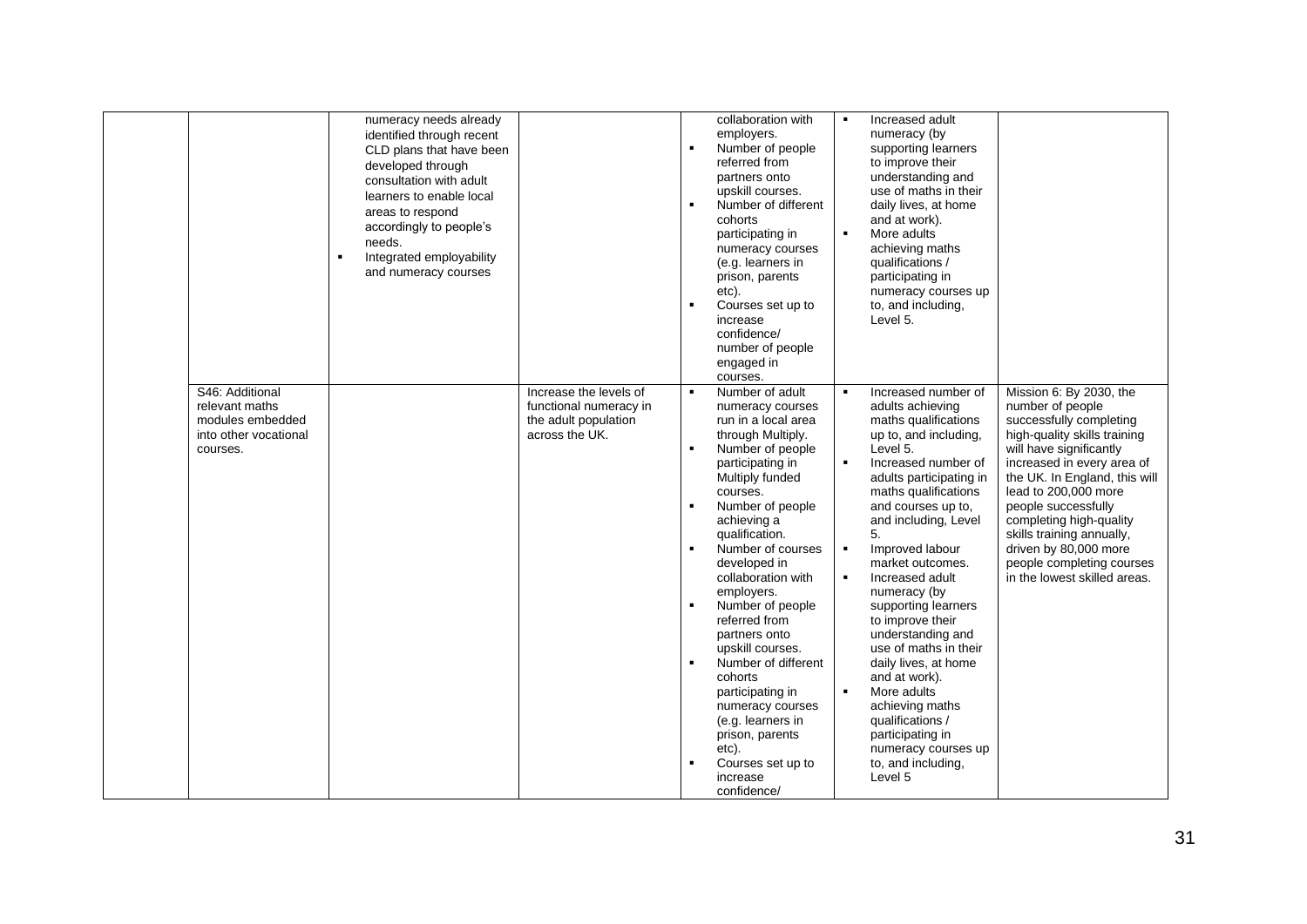|  |  |  |  |  |  |  |
|---|---|---|---|---|---|---|
|  |  | numeracy needs already identified through recent CLD plans that have been developed through consultation with adult learners to enable local areas to respond accordingly to people's needs.<br>▪ Integrated employability and numeracy courses |  | collaboration with employers.<br>▪ Number of people referred from partners onto upskill courses.<br>▪ Number of different cohorts participating in numeracy courses (e.g. learners in prison, parents etc).<br>▪ Courses set up to increase confidence/ number of people engaged in courses. | ▪ Increased adult numeracy (by supporting learners to improve their understanding and use of maths in their daily lives, at home and at work).<br>▪ More adults achieving maths qualifications / participating in numeracy courses up to, and including, Level 5. |  |
|  | S46: Additional relevant maths modules embedded into other vocational courses. |  | Increase the levels of functional numeracy in the adult population across the UK. | ▪ Number of adult numeracy courses run in a local area through Multiply.<br>▪ Number of people participating in Multiply funded courses.<br>▪ Number of people achieving a qualification.<br>▪ Number of courses developed in collaboration with employers.<br>▪ Number of people referred from partners onto upskill courses.<br>▪ Number of different cohorts participating in numeracy courses (e.g. learners in prison, parents etc).<br>▪ Courses set up to increase confidence/ | ▪ Increased number of adults achieving maths qualifications up to, and including, Level 5.<br>▪ Increased number of adults participating in maths qualifications and courses up to, and including, Level 5.<br>▪ Improved labour market outcomes.<br>▪ Increased adult numeracy (by supporting learners to improve their understanding and use of maths in their daily lives, at home and at work).<br>▪ More adults achieving maths qualifications / participating in numeracy courses up to, and including, Level 5 | Mission 6: By 2030, the number of people successfully completing high-quality skills training will have significantly increased in every area of the UK. In England, this will lead to 200,000 more people successfully completing high-quality skills training annually, driven by 80,000 more people completing courses in the lowest skilled areas. |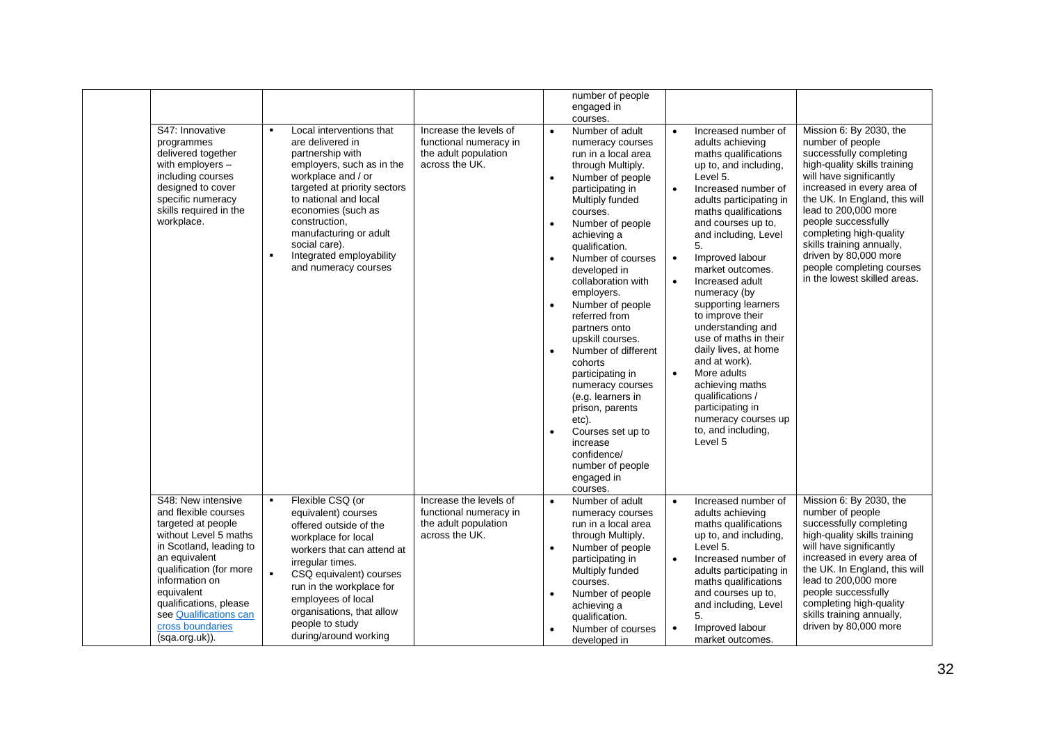| | | | | | |
|---|---|---|---|---|---|
| | | | number of people engaged in courses. | | |
| S47: Innovative programmes delivered together with employers – including courses designed to cover specific numeracy skills required in the workplace. | ▪ Local interventions that are delivered in partnership with employers, such as in the workplace and / or targeted at priority sectors to national and local economies (such as construction, manufacturing or adult social care).<br>▪ Integrated employability and numeracy courses | Increase the levels of functional numeracy in the adult population across the UK. | • Number of adult numeracy courses run in a local area through Multiply.<br>• Number of people participating in Multiply funded courses.<br>• Number of people achieving a qualification.<br>• Number of courses developed in collaboration with employers.<br>• Number of people referred from partners onto upskill courses.<br>• Number of different cohorts participating in numeracy courses (e.g. learners in prison, parents etc).<br>• Courses set up to increase confidence/ number of people engaged in courses. | • Increased number of adults achieving maths qualifications up to, and including, Level 5.<br>• Increased number of adults participating in maths qualifications and courses up to, and including, Level 5.<br>• Improved labour market outcomes.<br>• Increased adult numeracy (by supporting learners to improve their understanding and use of maths in their daily lives, at home and at work).<br>• More adults achieving maths qualifications / participating in numeracy courses up to, and including, Level 5 | Mission 6: By 2030, the number of people successfully completing high-quality skills training will have significantly increased in every area of the UK. In England, this will lead to 200,000 more people successfully completing high-quality skills training annually, driven by 80,000 more people completing courses in the lowest skilled areas. |
| S48: New intensive and flexible courses targeted at people without Level 5 maths in Scotland, leading to an equivalent qualification (for more information on equivalent qualifications, please see [Qualifications can cross boundaries](https://sqa.org.uk) (sqa.org.uk)). | ▪ Flexible CSQ (or equivalent) courses offered outside of the workplace for local workers that can attend at irregular times.<br>▪ CSQ equivalent) courses run in the workplace for employees of local organisations, that allow people to study during/around working | Increase the levels of functional numeracy in the adult population across the UK. | • Number of adult numeracy courses run in a local area through Multiply.<br>• Number of people participating in Multiply funded courses.<br>• Number of people achieving a qualification.<br>• Number of courses developed in | • Increased number of adults achieving maths qualifications up to, and including, Level 5.<br>• Increased number of adults participating in maths qualifications and courses up to, and including, Level 5.<br>• Improved labour market outcomes. | Mission 6: By 2030, the number of people successfully completing high-quality skills training will have significantly increased in every area of the UK. In England, this will lead to 200,000 more people successfully completing high-quality skills training annually, driven by 80,000 more |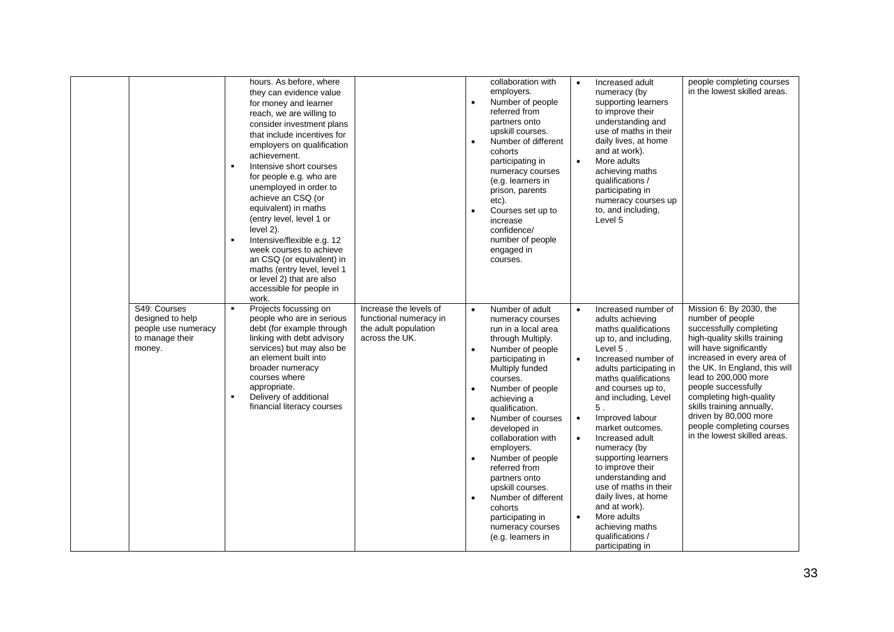| | | | | | | |
|---|---|---|---|---|---|---|
| | | hours. As before, where they can evidence value for money and learner reach, we are willing to consider investment plans that include incentives for employers on qualification achievement.<br>▪ Intensive short courses for people e.g. who are unemployed in order to achieve an CSQ (or equivalent) in maths (entry level, level 1 or level 2).<br>▪ Intensive/flexible e.g. 12 week courses to achieve an CSQ (or equivalent) in maths (entry level, level 1 or level 2) that are also accessible for people in work. | | collaboration with employers.<br>• Number of people referred from partners onto upskill courses.<br>• Number of different cohorts participating in numeracy courses (e.g. learners in prison, parents etc).<br>• Courses set up to increase confidence/ number of people engaged in courses. | • Increased adult numeracy (by supporting learners to improve their understanding and use of maths in their daily lives, at home and at work).<br>• More adults achieving maths qualifications / participating in numeracy courses up to, and including, Level 5 | people completing courses in the lowest skilled areas. |
| | S49: Courses designed to help people use numeracy to manage their money. | ▪ Projects focussing on people who are in serious debt (for example through linking with debt advisory services) but may also be an element built into broader numeracy courses where appropriate.<br>▪ Delivery of additional financial literacy courses | Increase the levels of functional numeracy in the adult population across the UK. | • Number of adult numeracy courses run in a local area through Multiply.<br>• Number of people participating in Multiply funded courses.<br>• Number of people achieving a qualification.<br>• Number of courses developed in collaboration with employers.<br>• Number of people referred from partners onto upskill courses.<br>• Number of different cohorts participating in numeracy courses (e.g. learners in | • Increased number of adults achieving maths qualifications up to, and including, Level 5 .<br>• Increased number of adults participating in maths qualifications and courses up to, and including, Level 5 .<br>• Improved labour market outcomes.<br>• Increased adult numeracy (by supporting learners to improve their understanding and use of maths in their daily lives, at home and at work).<br>• More adults achieving maths qualifications / participating in | Mission 6: By 2030, the number of people successfully completing high-quality skills training will have significantly increased in every area of the UK. In England, this will lead to 200,000 more people successfully completing high-quality skills training annually, driven by 80,000 more people completing courses in the lowest skilled areas. |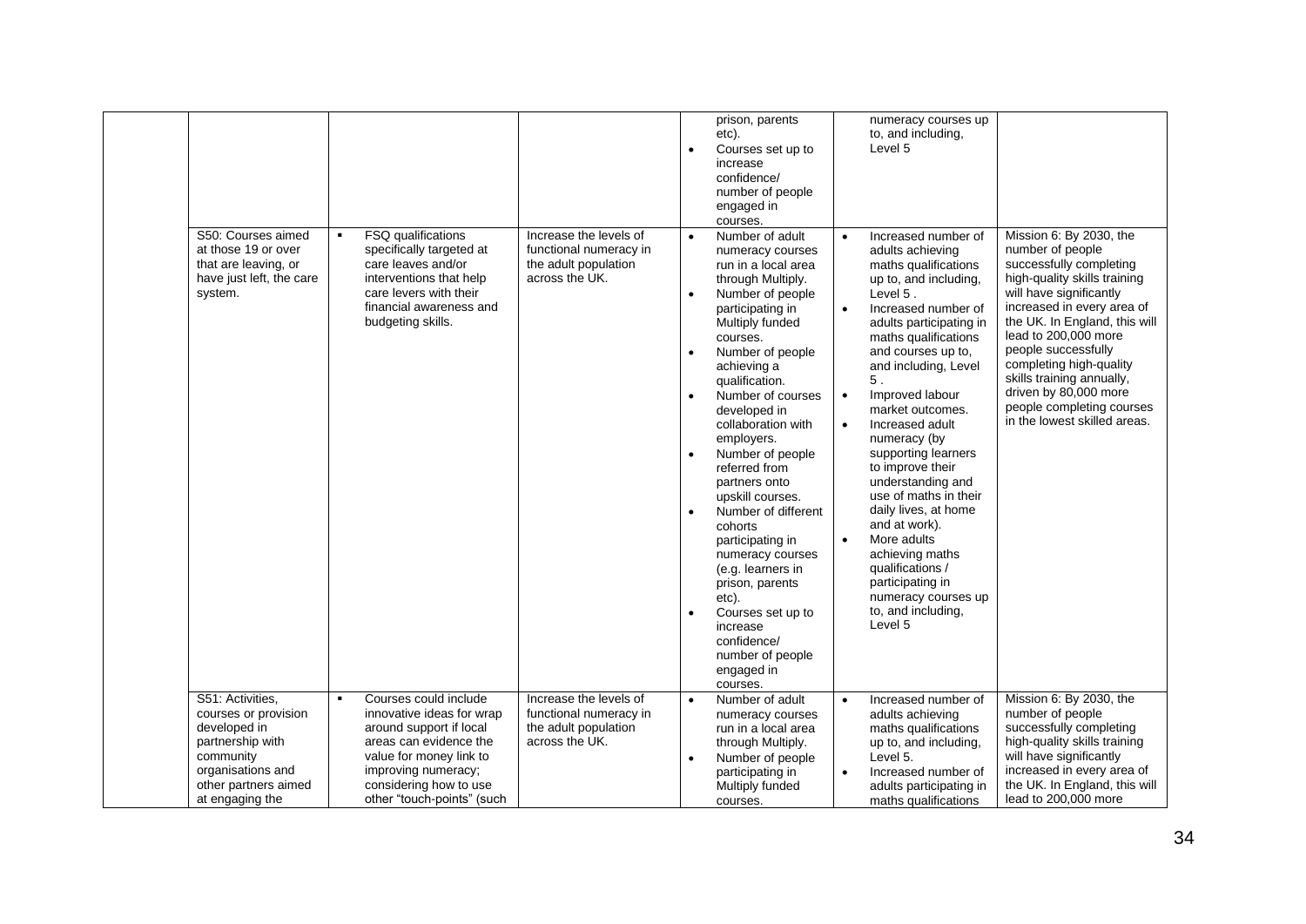| | | | | | |
|---|---|---|---|---|---|
| | | | prison, parents etc).<br>• Courses set up to increase confidence/ number of people engaged in courses. | numeracy courses up to, and including, Level 5 | |
| S50: Courses aimed at those 19 or over that are leaving, or have just left, the care system. | ▪ FSQ qualifications specifically targeted at care leaves and/or interventions that help care levers with their financial awareness and budgeting skills. | Increase the levels of functional numeracy in the adult population across the UK. | • Number of adult numeracy courses run in a local area through Multiply.<br>• Number of people participating in Multiply funded courses.<br>• Number of people achieving a qualification.<br>• Number of courses developed in collaboration with employers.<br>• Number of people referred from partners onto upskill courses.<br>• Number of different cohorts participating in numeracy courses (e.g. learners in prison, parents etc).<br>• Courses set up to increase confidence/ number of people engaged in courses. | • Increased number of adults achieving maths qualifications up to, and including, Level 5 .<br>• Increased number of adults participating in maths qualifications and courses up to, and including, Level 5 .<br>• Improved labour market outcomes.<br>• Increased adult numeracy (by supporting learners to improve their understanding and use of maths in their daily lives, at home and at work).<br>• More adults achieving maths qualifications / participating in numeracy courses up to, and including, Level 5 | Mission 6: By 2030, the number of people successfully completing high-quality skills training will have significantly increased in every area of the UK. In England, this will lead to 200,000 more people successfully completing high-quality skills training annually, driven by 80,000 more people completing courses in the lowest skilled areas. |
| S51: Activities, courses or provision developed in partnership with community organisations and other partners aimed at engaging the | ▪ Courses could include innovative ideas for wrap around support if local areas can evidence the value for money link to improving numeracy; considering how to use other "touch-points" (such | Increase the levels of functional numeracy in the adult population across the UK. | • Number of adult numeracy courses run in a local area through Multiply.<br>• Number of people participating in Multiply funded courses. | • Increased number of adults achieving maths qualifications up to, and including, Level 5.<br>• Increased number of adults participating in maths qualifications | Mission 6: By 2030, the number of people successfully completing high-quality skills training will have significantly increased in every area of the UK. In England, this will lead to 200,000 more |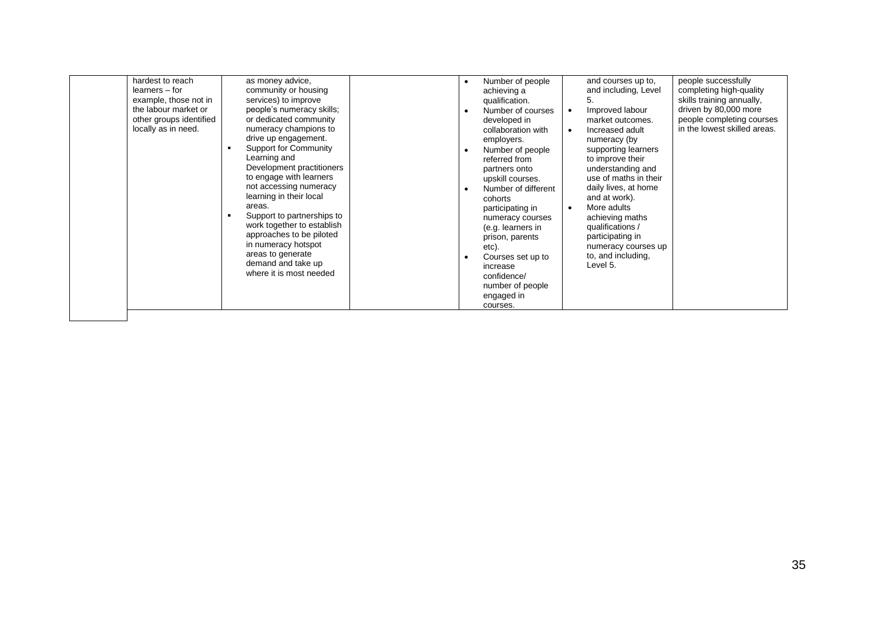| | | | | | | |
|---|---|---|---|---|---|---|
| | hardest to reach learners – for example, those not in the labour market or other groups identified locally as in need. | as money advice, community or housing services) to improve people's numeracy skills; or dedicated community numeracy champions to drive up engagement.<br>▪ Support for Community Learning and Development practitioners to engage with learners not accessing numeracy learning in their local areas.<br>▪ Support to partnerships to work together to establish approaches to be piloted in numeracy hotspot areas to generate demand and take up where it is most needed | | • Number of people achieving a qualification.<br>• Number of courses developed in collaboration with employers.<br>• Number of people referred from partners onto upskill courses.<br>• Number of different cohorts participating in numeracy courses (e.g. learners in prison, parents etc).<br>• Courses set up to increase confidence/ number of people engaged in courses. | and courses up to, and including, Level 5.<br>• Improved labour market outcomes.<br>• Increased adult numeracy (by supporting learners to improve their understanding and use of maths in their daily lives, at home and at work).<br>• More adults achieving maths qualifications / participating in numeracy courses up to, and including, Level 5. | people successfully completing high-quality skills training annually, driven by 80,000 more people completing courses in the lowest skilled areas. |